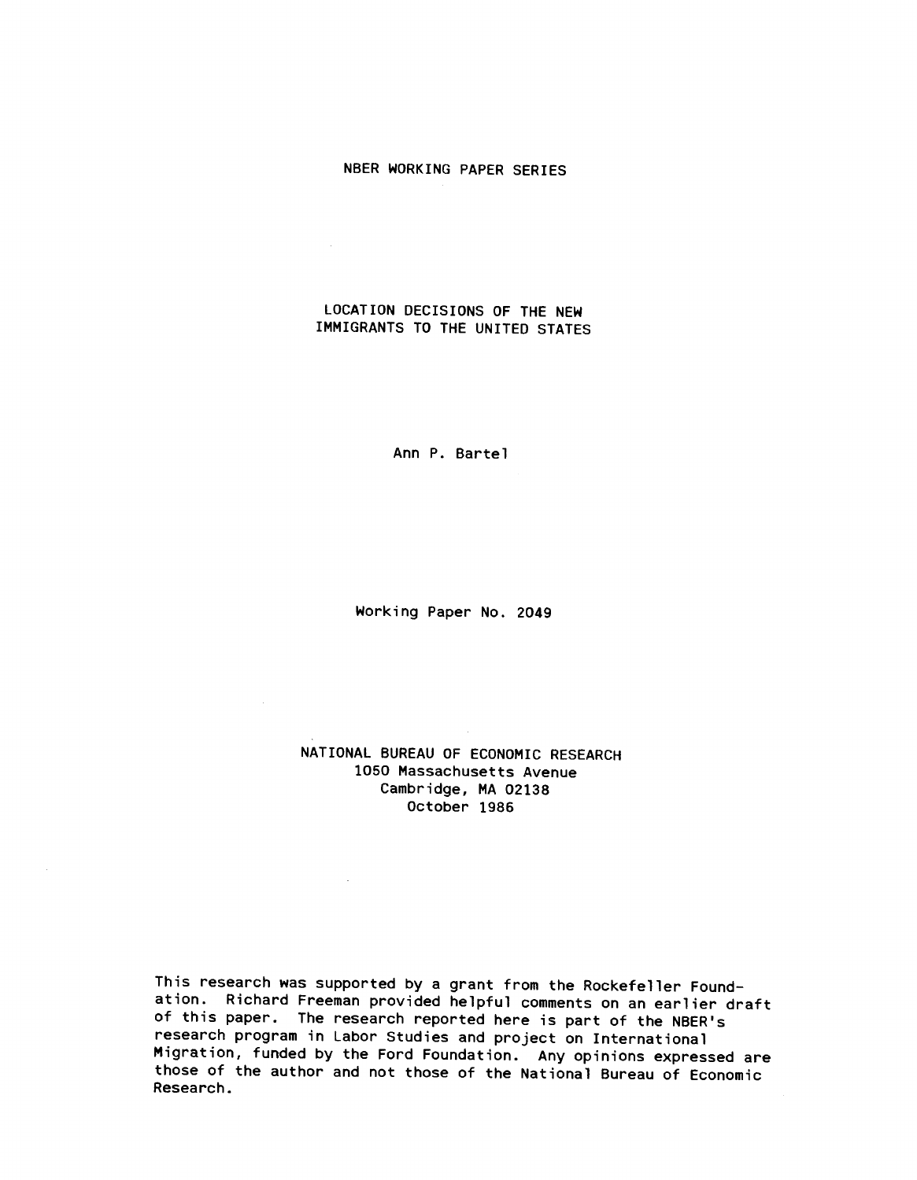NBER WORKING PAPER SERIES

# LOCATION DECISIONS OF THE NEW IMMIGRANTS TO THE UNITED STATES

Ann P. Bartel

Working Paper No. 2049

NATIONAL BUREAU OF ECONOMIC RESEARCH
1050 Massachusetts Avenue
Cambridge, MA 02138
October 1986

This research was supported by a grant from the Rockefeller Foundation. Richard Freeman provided helpful comments on an earlier draft of this paper. The research reported here is part of the NBER's research program in Labor Studies and project on International Migration, funded by the Ford Foundation. Any opinions expressed are those of the author and not those of the National Bureau of Economic Research.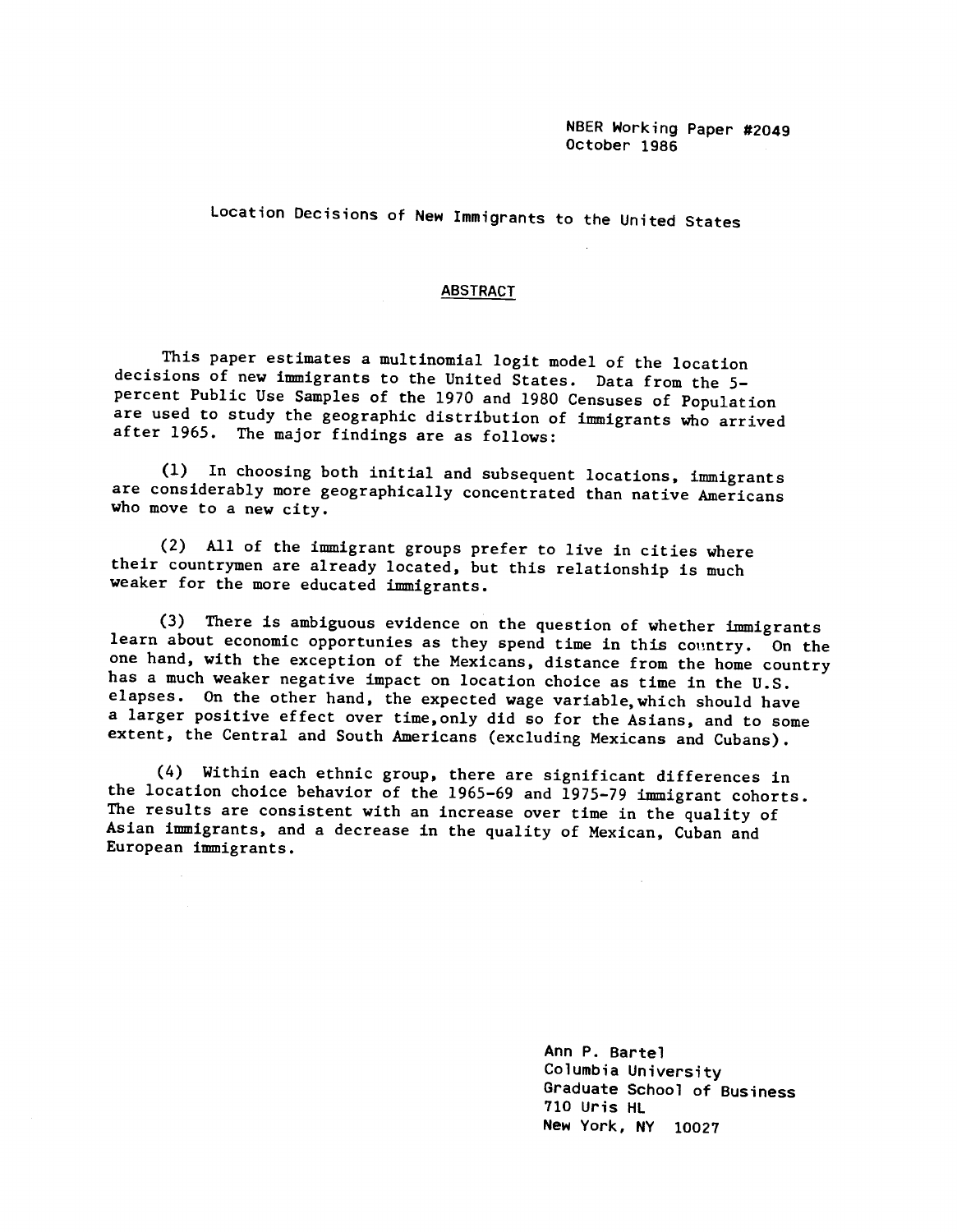NBER Working Paper #2049
October 1986

# Location Decisions of New Immigrants to the United States

## ABSTRACT

This paper estimates a multinomial logit model of the location decisions of new immigrants to the United States. Data from the 5-percent Public Use Samples of the 1970 and 1980 Censuses of Population are used to study the geographic distribution of immigrants who arrived after 1965. The major findings are as follows:

(1) In choosing both initial and subsequent locations, immigrants are considerably more geographically concentrated than native Americans who move to a new city.

(2) All of the immigrant groups prefer to live in cities where their countrymen are already located, but this relationship is much weaker for the more educated immigrants.

(3) There is ambiguous evidence on the question of whether immigrants learn about economic opportunies as they spend time in this country. On the one hand, with the exception of the Mexicans, distance from the home country has a much weaker negative impact on location choice as time in the U.S. elapses. On the other hand, the expected wage variable,which should have a larger positive effect over time,only did so for the Asians, and to some extent, the Central and South Americans (excluding Mexicans and Cubans).

(4) Within each ethnic group, there are significant differences in the location choice behavior of the 1965-69 and 1975-79 immigrant cohorts. The results are consistent with an increase over time in the quality of Asian immigrants, and a decrease in the quality of Mexican, Cuban and European immigrants.

Ann P. Bartel
Columbia University
Graduate School of Business
710 Uris HL
New York, NY 10027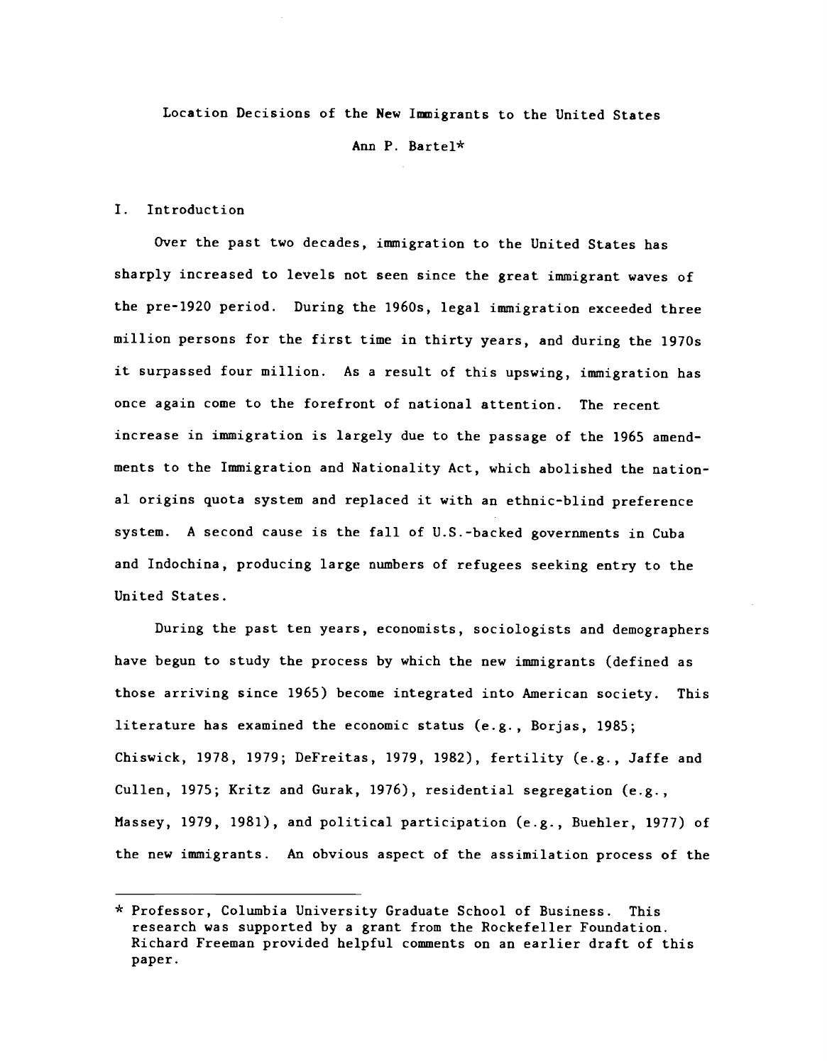# Location Decisions of the New Immigrants to the United States

Ann P. Bartel*

## I. Introduction

Over the past two decades, immigration to the United States has sharply increased to levels not seen since the great immigrant waves of the pre-1920 period. During the 1960s, legal immigration exceeded three million persons for the first time in thirty years, and during the 1970s it surpassed four million. As a result of this upswing, immigration has once again come to the forefront of national attention. The recent increase in immigration is largely due to the passage of the 1965 amendments to the Immigration and Nationality Act, which abolished the national origins quota system and replaced it with an ethnic-blind preference system. A second cause is the fall of U.S.-backed governments in Cuba and Indochina, producing large numbers of refugees seeking entry to the United States.

During the past ten years, economists, sociologists and demographers have begun to study the process by which the new immigrants (defined as those arriving since 1965) become integrated into American society. This literature has examined the economic status (e.g., Borjas, 1985; Chiswick, 1978, 1979; DeFreitas, 1979, 1982), fertility (e.g., Jaffe and Cullen, 1975; Kritz and Gurak, 1976), residential segregation (e.g., Massey, 1979, 1981), and political participation (e.g., Buehler, 1977) of the new immigrants. An obvious aspect of the assimilation process of the

---

* Professor, Columbia University Graduate School of Business. This research was supported by a grant from the Rockefeller Foundation. Richard Freeman provided helpful comments on an earlier draft of this paper.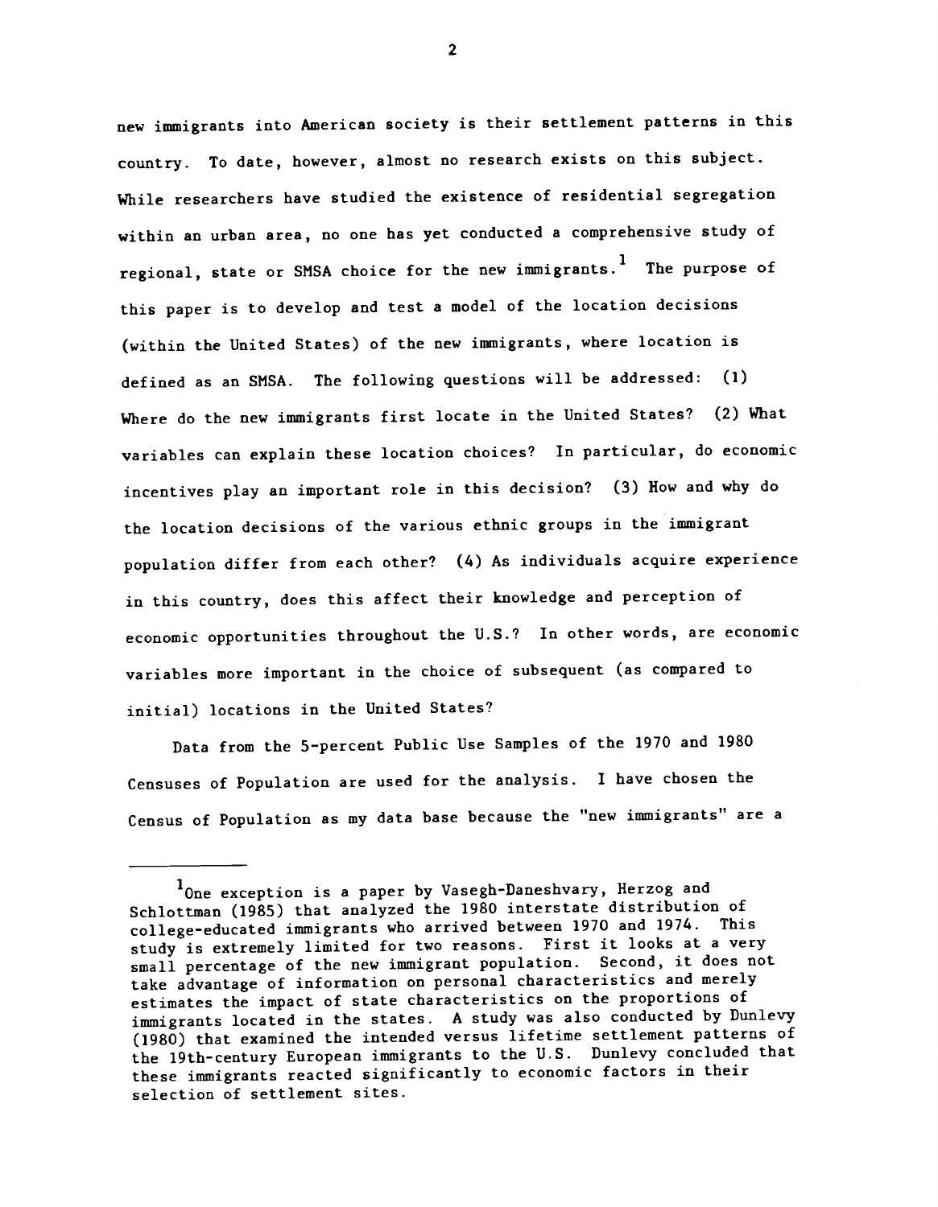new immigrants into American society is their settlement patterns in this country. To date, however, almost no research exists on this subject. While researchers have studied the existence of residential segregation within an urban area, no one has yet conducted a comprehensive study of regional, state or SMSA choice for the new immigrants.[1] The purpose of this paper is to develop and test a model of the location decisions (within the United States) of the new immigrants, where location is defined as an SMSA. The following questions will be addressed: (1) Where do the new immigrants first locate in the United States? (2) What variables can explain these location choices? In particular, do economic incentives play an important role in this decision? (3) How and why do the location decisions of the various ethnic groups in the immigrant population differ from each other? (4) As individuals acquire experience in this country, does this affect their knowledge and perception of economic opportunities throughout the U.S.? In other words, are economic variables more important in the choice of subsequent (as compared to initial) locations in the United States?

Data from the 5-percent Public Use Samples of the 1970 and 1980 Censuses of Population are used for the analysis. I have chosen the Census of Population as my data base because the "new immigrants" are a

---

[1] One exception is a paper by Vasegh-Daneshvary, Herzog and Schlottman (1985) that analyzed the 1980 interstate distribution of college-educated immigrants who arrived between 1970 and 1974. This study is extremely limited for two reasons. First it looks at a very small percentage of the new immigrant population. Second, it does not take advantage of information on personal characteristics and merely estimates the impact of state characteristics on the proportions of immigrants located in the states. A study was also conducted by Dunlevy (1980) that examined the intended versus lifetime settlement patterns of the 19th-century European immigrants to the U.S. Dunlevy concluded that these immigrants reacted significantly to economic factors in their selection of settlement sites.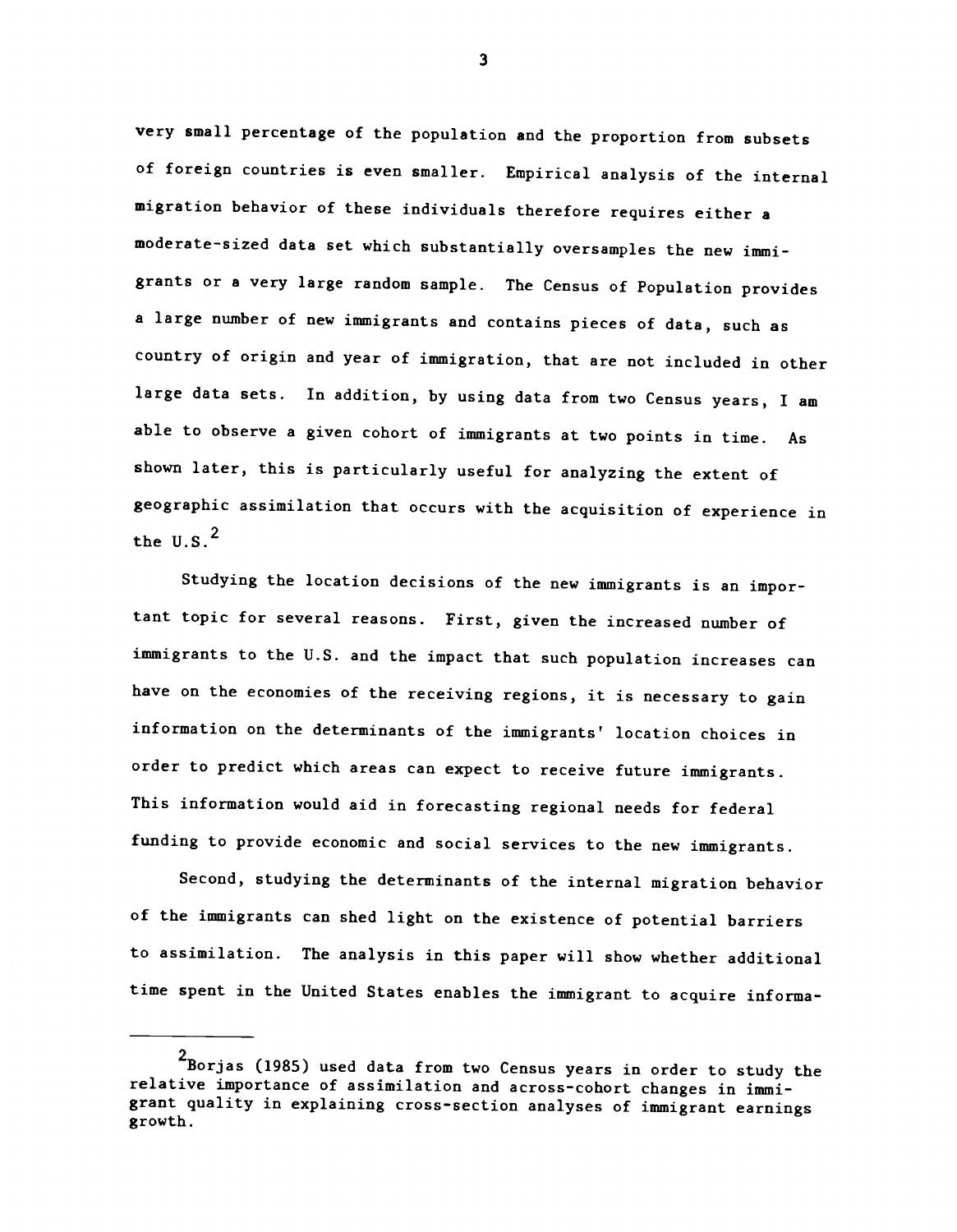very small percentage of the population and the proportion from subsets of foreign countries is even smaller. Empirical analysis of the internal migration behavior of these individuals therefore requires either a moderate-sized data set which substantially oversamples the new immigrants or a very large random sample. The Census of Population provides a large number of new immigrants and contains pieces of data, such as country of origin and year of immigration, that are not included in other large data sets. In addition, by using data from two Census years, I am able to observe a given cohort of immigrants at two points in time. As shown later, this is particularly useful for analyzing the extent of geographic assimilation that occurs with the acquisition of experience in the U.S.[2]

Studying the location decisions of the new immigrants is an important topic for several reasons. First, given the increased number of immigrants to the U.S. and the impact that such population increases can have on the economies of the receiving regions, it is necessary to gain information on the determinants of the immigrants' location choices in order to predict which areas can expect to receive future immigrants. This information would aid in forecasting regional needs for federal funding to provide economic and social services to the new immigrants.

Second, studying the determinants of the internal migration behavior of the immigrants can shed light on the existence of potential barriers to assimilation. The analysis in this paper will show whether additional time spent in the United States enables the immigrant to acquire informa-

---

[2]Borjas (1985) used data from two Census years in order to study the relative importance of assimilation and across-cohort changes in immigrant quality in explaining cross-section analyses of immigrant earnings growth.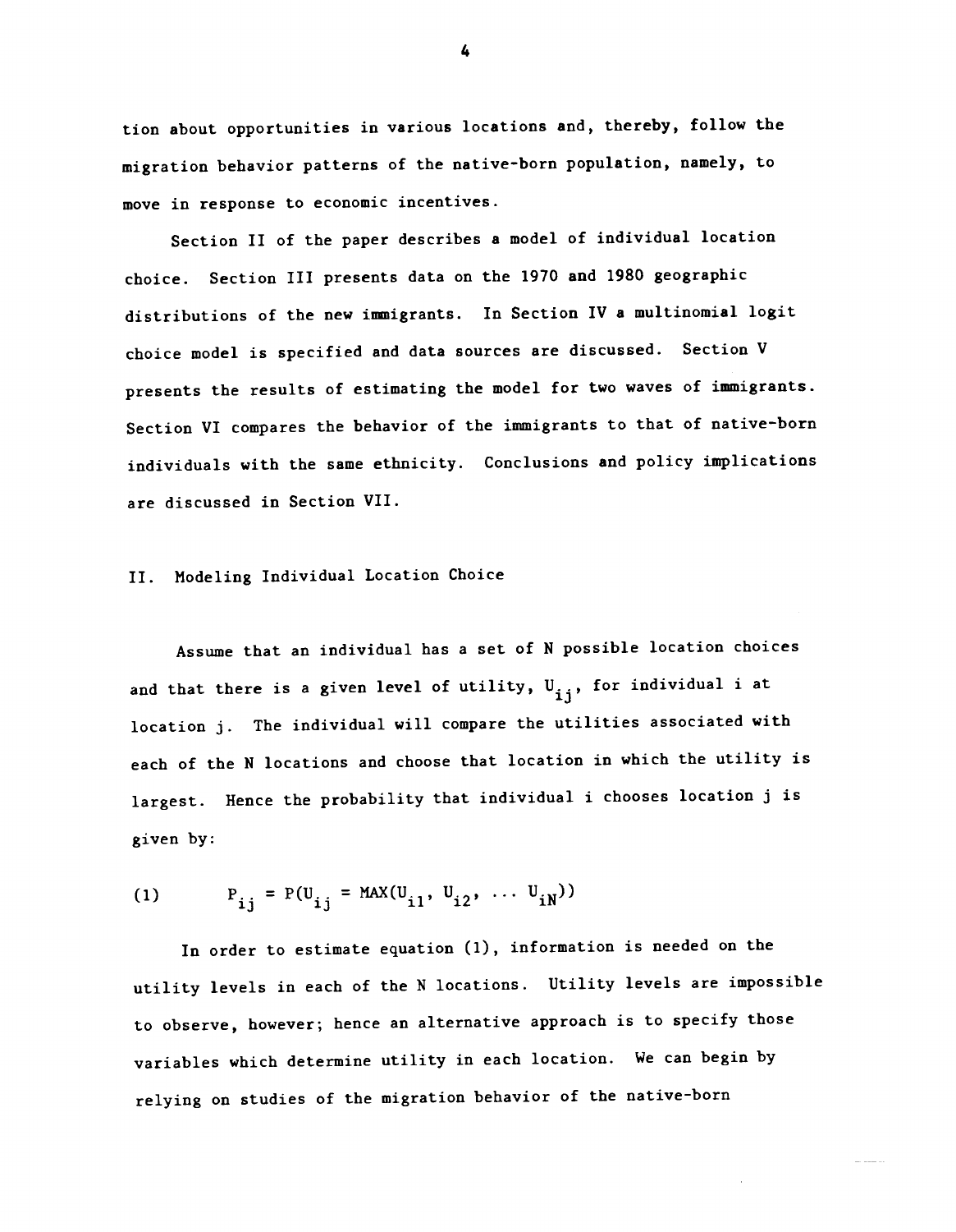tion about opportunities in various locations and, thereby, follow the migration behavior patterns of the native-born population, namely, to move in response to economic incentives.

Section II of the paper describes a model of individual location choice. Section III presents data on the 1970 and 1980 geographic distributions of the new immigrants. In Section IV a multinomial logit choice model is specified and data sources are discussed. Section V presents the results of estimating the model for two waves of immigrants. Section VI compares the behavior of the immigrants to that of native-born individuals with the same ethnicity. Conclusions and policy implications are discussed in Section VII.

## II. Modeling Individual Location Choice

Assume that an individual has a set of N possible location choices and that there is a given level of utility, $U_{ij}$, for individual i at location j. The individual will compare the utilities associated with each of the N locations and choose that location in which the utility is largest. Hence the probability that individual i chooses location j is given by:

$$(1) \qquad P_{ij} = P(U_{ij} = MAX(U_{i1}, U_{i2}, \ldots U_{iN}))$$

In order to estimate equation (1), information is needed on the utility levels in each of the N locations. Utility levels are impossible to observe, however; hence an alternative approach is to specify those variables which determine utility in each location. We can begin by relying on studies of the migration behavior of the native-born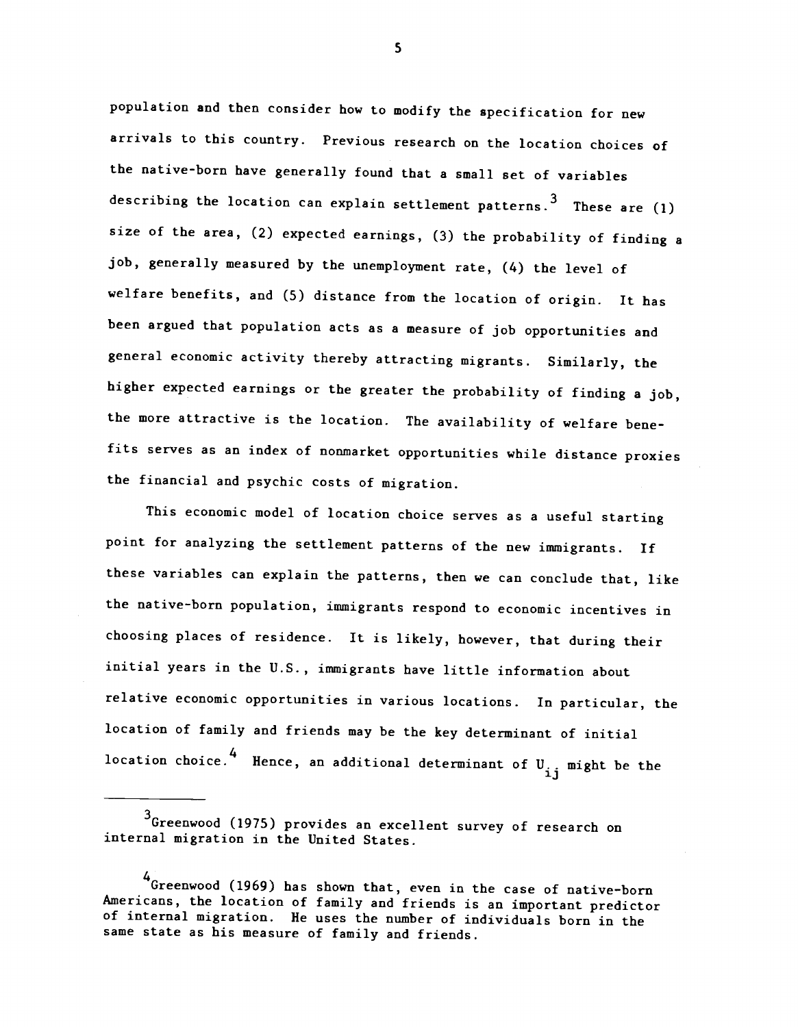population and then consider how to modify the specification for new arrivals to this country. Previous research on the location choices of the native-born have generally found that a small set of variables describing the location can explain settlement patterns.[3] These are (1) size of the area, (2) expected earnings, (3) the probability of finding a job, generally measured by the unemployment rate, (4) the level of welfare benefits, and (5) distance from the location of origin. It has been argued that population acts as a measure of job opportunities and general economic activity thereby attracting migrants. Similarly, the higher expected earnings or the greater the probability of finding a job, the more attractive is the location. The availability of welfare benefits serves as an index of nonmarket opportunities while distance proxies the financial and psychic costs of migration.

This economic model of location choice serves as a useful starting point for analyzing the settlement patterns of the new immigrants. If these variables can explain the patterns, then we can conclude that, like the native-born population, immigrants respond to economic incentives in choosing places of residence. It is likely, however, that during their initial years in the U.S., immigrants have little information about relative economic opportunities in various locations. In particular, the location of family and friends may be the key determinant of initial location choice.[4] Hence, an additional determinant of $U_{ij}$ might be the

---

[3] Greenwood (1975) provides an excellent survey of research on internal migration in the United States.

[4] Greenwood (1969) has shown that, even in the case of native-born Americans, the location of family and friends is an important predictor of internal migration. He uses the number of individuals born in the same state as his measure of family and friends.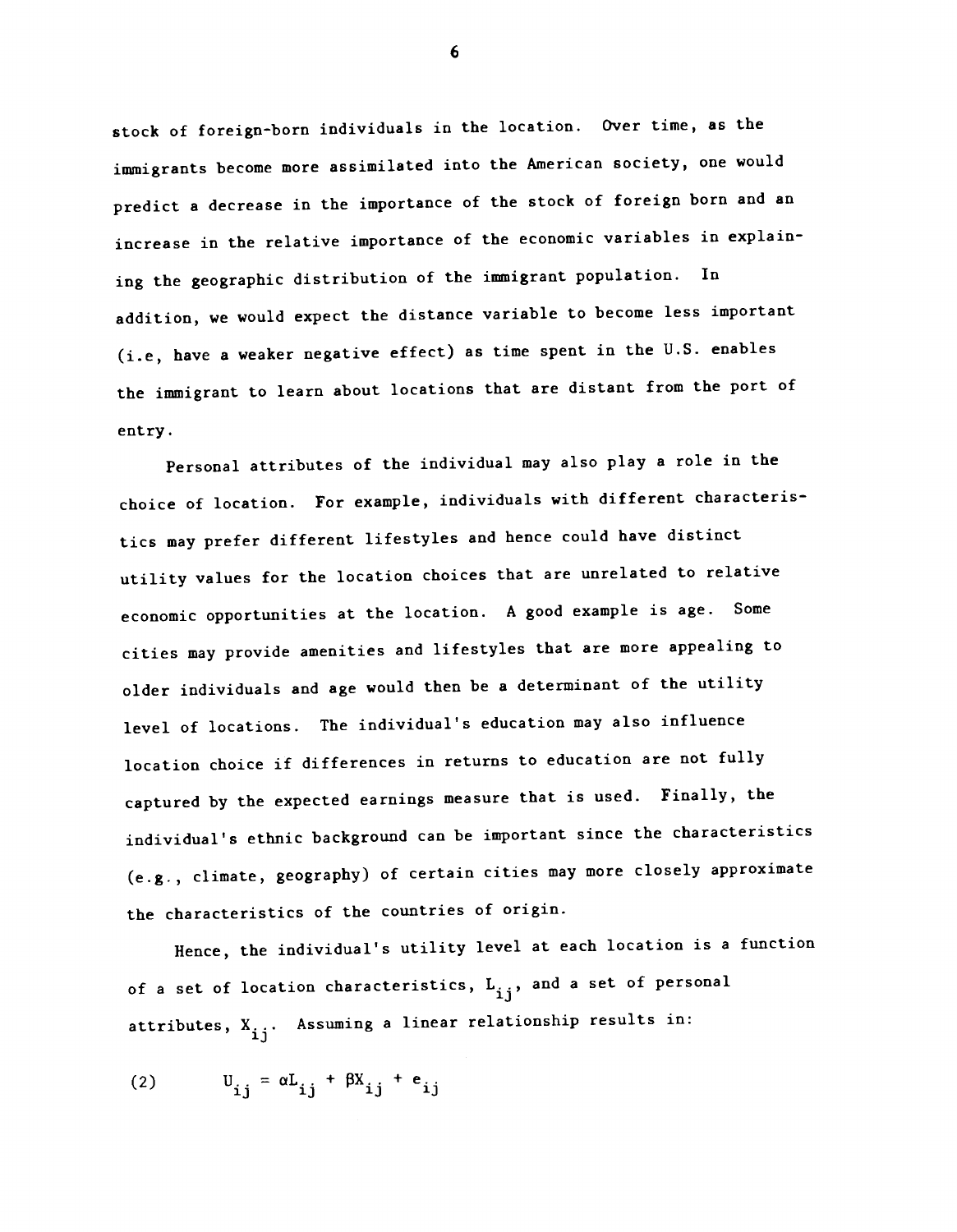stock of foreign-born individuals in the location. Over time, as the immigrants become more assimilated into the American society, one would predict a decrease in the importance of the stock of foreign born and an increase in the relative importance of the economic variables in explaining the geographic distribution of the immigrant population. In addition, we would expect the distance variable to become less important (i.e, have a weaker negative effect) as time spent in the U.S. enables the immigrant to learn about locations that are distant from the port of entry.

Personal attributes of the individual may also play a role in the choice of location. For example, individuals with different characteristics may prefer different lifestyles and hence could have distinct utility values for the location choices that are unrelated to relative economic opportunities at the location. A good example is age. Some cities may provide amenities and lifestyles that are more appealing to older individuals and age would then be a determinant of the utility level of locations. The individual's education may also influence location choice if differences in returns to education are not fully captured by the expected earnings measure that is used. Finally, the individual's ethnic background can be important since the characteristics (e.g., climate, geography) of certain cities may more closely approximate the characteristics of the countries of origin.

Hence, the individual's utility level at each location is a function of a set of location characteristics, $L_{ij}$, and a set of personal attributes, $X_{ij}$. Assuming a linear relationship results in:

$$(2) \qquad U_{ij} = \alpha L_{ij} + \beta X_{ij} + e_{ij}$$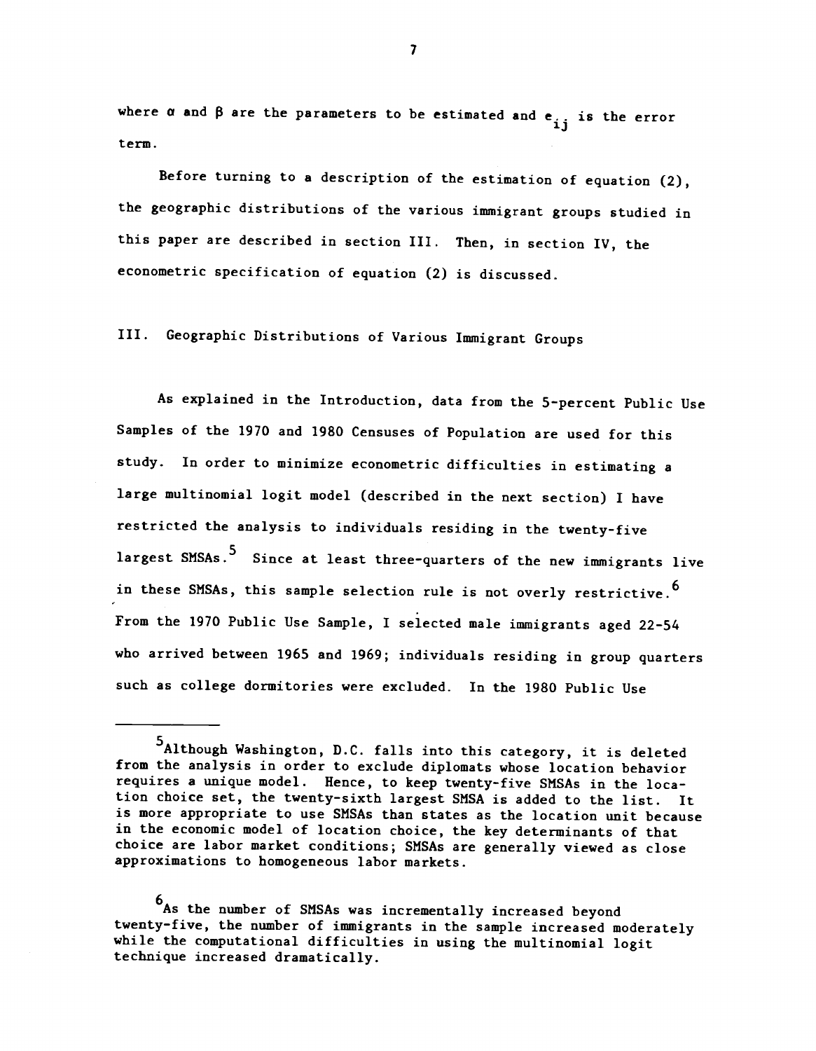where $\alpha$ and $\beta$ are the parameters to be estimated and $e_{ij}$ is the error term.

Before turning to a description of the estimation of equation (2), the geographic distributions of the various immigrant groups studied in this paper are described in section III. Then, in section IV, the econometric specification of equation (2) is discussed.

## III. Geographic Distributions of Various Immigrant Groups

As explained in the Introduction, data from the 5-percent Public Use Samples of the 1970 and 1980 Censuses of Population are used for this study. In order to minimize econometric difficulties in estimating a large multinomial logit model (described in the next section) I have restricted the analysis to individuals residing in the twenty-five largest SMSAs.[5] Since at least three-quarters of the new immigrants live in these SMSAs, this sample selection rule is not overly restrictive.[6] From the 1970 Public Use Sample, I selected male immigrants aged 22-54 who arrived between 1965 and 1969; individuals residing in group quarters such as college dormitories were excluded. In the 1980 Public Use

---

[5]Although Washington, D.C. falls into this category, it is deleted from the analysis in order to exclude diplomats whose location behavior requires a unique model. Hence, to keep twenty-five SMSAs in the location choice set, the twenty-sixth largest SMSA is added to the list. It is more appropriate to use SMSAs than states as the location unit because in the economic model of location choice, the key determinants of that choice are labor market conditions; SMSAs are generally viewed as close approximations to homogeneous labor markets.

[6]As the number of SMSAs was incrementally increased beyond twenty-five, the number of immigrants in the sample increased moderately while the computational difficulties in using the multinomial logit technique increased dramatically.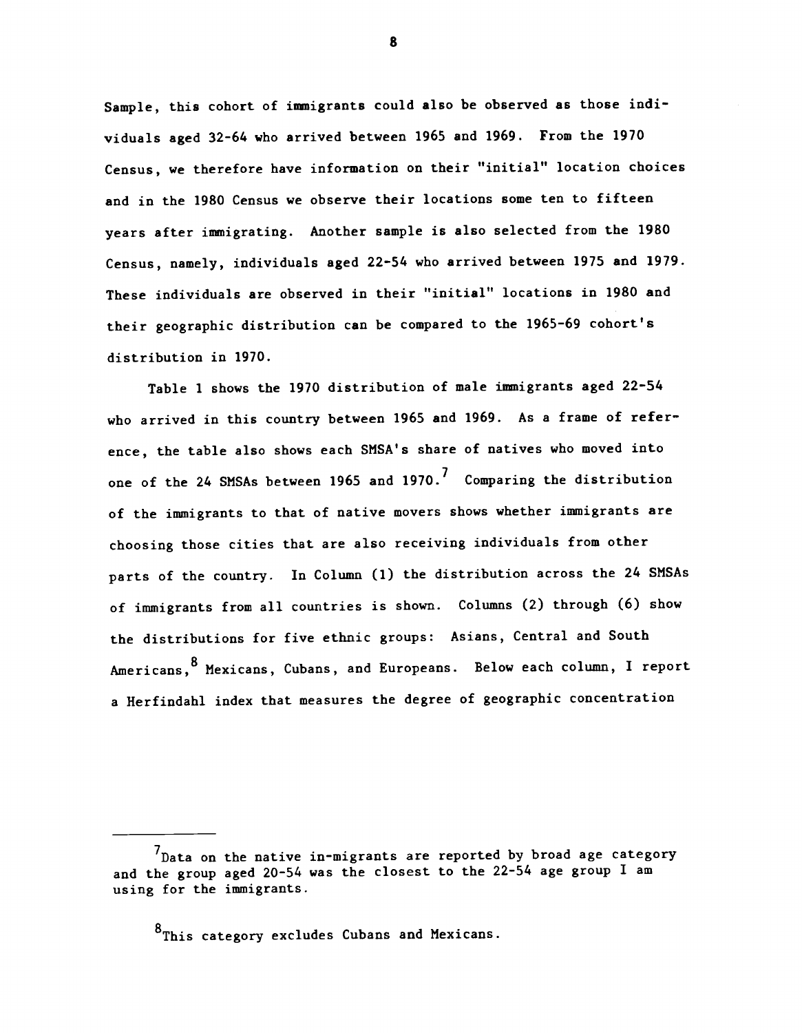Sample, this cohort of immigrants could also be observed as those individuals aged 32-64 who arrived between 1965 and 1969. From the 1970 Census, we therefore have information on their "initial" location choices and in the 1980 Census we observe their locations some ten to fifteen years after immigrating. Another sample is also selected from the 1980 Census, namely, individuals aged 22-54 who arrived between 1975 and 1979. These individuals are observed in their "initial" locations in 1980 and their geographic distribution can be compared to the 1965-69 cohort's distribution in 1970.

Table 1 shows the 1970 distribution of male immigrants aged 22-54 who arrived in this country between 1965 and 1969. As a frame of reference, the table also shows each SMSA's share of natives who moved into one of the 24 SMSAs between 1965 and 1970.[7] Comparing the distribution of the immigrants to that of native movers shows whether immigrants are choosing those cities that are also receiving individuals from other parts of the country. In Column (1) the distribution across the 24 SMSAs of immigrants from all countries is shown. Columns (2) through (6) show the distributions for five ethnic groups: Asians, Central and South Americans,[8] Mexicans, Cubans, and Europeans. Below each column, I report a Herfindahl index that measures the degree of geographic concentration

---

[7]Data on the native in-migrants are reported by broad age category and the group aged 20-54 was the closest to the 22-54 age group I am using for the immigrants.

[8]This category excludes Cubans and Mexicans.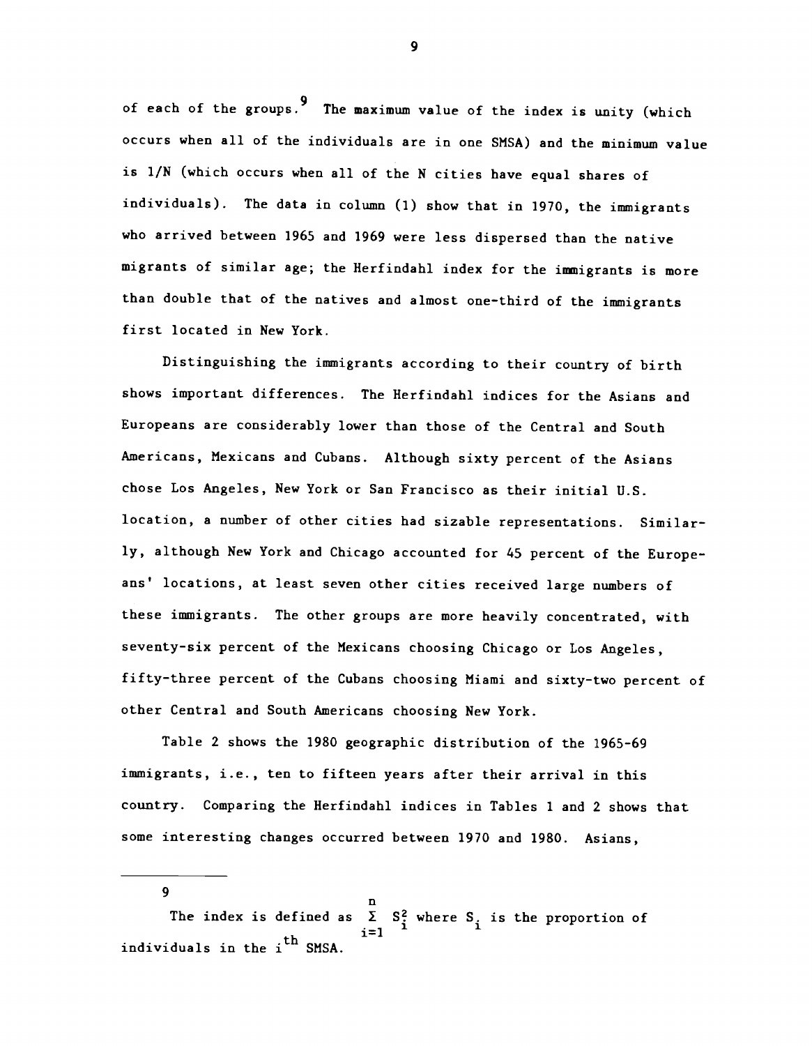of each of the groups.[9] The maximum value of the index is unity (which occurs when all of the individuals are in one SMSA) and the minimum value is 1/N (which occurs when all of the N cities have equal shares of individuals). The data in column (1) show that in 1970, the immigrants who arrived between 1965 and 1969 were less dispersed than the native migrants of similar age; the Herfindahl index for the immigrants is more than double that of the natives and almost one-third of the immigrants first located in New York.

Distinguishing the immigrants according to their country of birth shows important differences. The Herfindahl indices for the Asians and Europeans are considerably lower than those of the Central and South Americans, Mexicans and Cubans. Although sixty percent of the Asians chose Los Angeles, New York or San Francisco as their initial U.S. location, a number of other cities had sizable representations. Similarly, although New York and Chicago accounted for 45 percent of the Europeans' locations, at least seven other cities received large numbers of these immigrants. The other groups are more heavily concentrated, with seventy-six percent of the Mexicans choosing Chicago or Los Angeles, fifty-three percent of the Cubans choosing Miami and sixty-two percent of other Central and South Americans choosing New York.

Table 2 shows the 1980 geographic distribution of the 1965-69 immigrants, i.e., ten to fifteen years after their arrival in this country. Comparing the Herfindahl indices in Tables 1 and 2 shows that some interesting changes occurred between 1970 and 1980. Asians,

---

[9] The index is defined as $\sum_{i=1}^{n} S_i^2$ where $S_i$ is the proportion of individuals in the $i^{th}$ SMSA.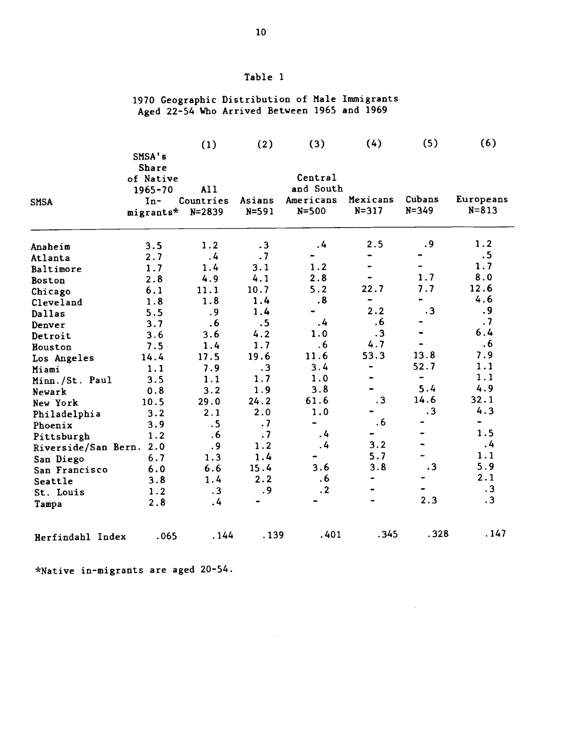Table 1

1970 Geographic Distribution of Male Immigrants Aged 22-54 Who Arrived Between 1965 and 1969

| SMSA | SMSA's Share of Native 1965-70 In-migrants* | (1) All Countries N=2839 | (2) Asians N=591 | (3) Central and South Americans N=500 | (4) Mexicans N=317 | (5) Cubans N=349 | (6) Europeans N=813 |
|---|---|---|---|---|---|---|---|
| Anaheim | 3.5 | 1.2 | .3 | .4 | 2.5 | .9 | 1.2 |
| Atlanta | 2.7 | .4 | .7 | - | - | - | .5 |
| Baltimore | 1.7 | 1.4 | 3.1 | 1.2 | - | - | 1.7 |
| Boston | 2.8 | 4.9 | 4.1 | 2.8 | - | 1.7 | 8.0 |
| Chicago | 6.1 | 11.1 | 10.7 | 5.2 | 22.7 | 7.7 | 12.6 |
| Cleveland | 1.8 | 1.8 | 1.4 | .8 | - | - | 4.6 |
| Dallas | 5.5 | .9 | 1.4 | - | 2.2 | .3 | .9 |
| Denver | 3.7 | .6 | .5 | .4 | .6 | - | .7 |
| Detroit | 3.6 | 3.6 | 4.2 | 1.0 | .3 | - | 6.4 |
| Houston | 7.5 | 1.4 | 1.7 | .6 | 4.7 | - | .6 |
| Los Angeles | 14.4 | 17.5 | 19.6 | 11.6 | 53.3 | 13.8 | 7.9 |
| Miami | 1.1 | 7.9 | .3 | 3.4 | - | 52.7 | 1.1 |
| Minn./St. Paul | 3.5 | 1.1 | 1.7 | 1.0 | - | - | 1.1 |
| Newark | 0.8 | 3.2 | 1.9 | 3.8 | - | 5.4 | 4.9 |
| New York | 10.5 | 29.0 | 24.2 | 61.6 | .3 | 14.6 | 32.1 |
| Philadelphia | 3.2 | 2.1 | 2.0 | 1.0 | - | .3 | 4.3 |
| Phoenix | 3.9 | .5 | .7 | - | .6 | - | - |
| Pittsburgh | 1.2 | .6 | .7 | .4 | - | - | 1.5 |
| Riverside/San Bern. | 2.0 | .9 | 1.2 | .4 | 3.2 | - | .4 |
| San Diego | 6.7 | 1.3 | 1.4 | - | 5.7 | - | 1.1 |
| San Francisco | 6.0 | 6.6 | 15.4 | 3.6 | 3.8 | .3 | 5.9 |
| Seattle | 3.8 | 1.4 | 2.2 | .6 | - | - | 2.1 |
| St. Louis | 1.2 | .3 | .9 | .2 | - | - | .3 |
| Tampa | 2.8 | .4 | - | - | - | 2.3 | .3 |
| Herfindahl Index | .065 | .144 | .139 | .401 | .345 | .328 | .147 |

*Native in-migrants are aged 20-54.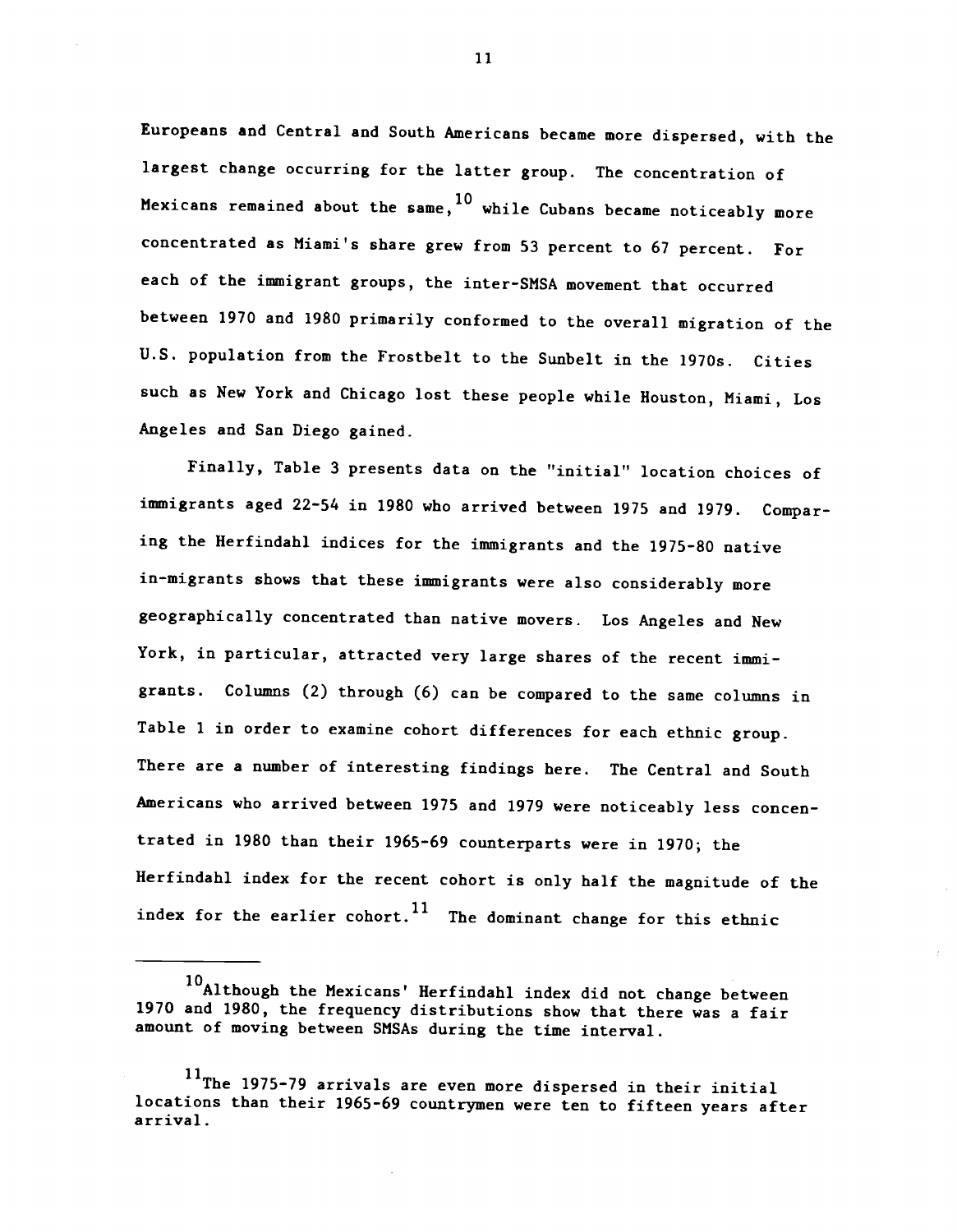Europeans and Central and South Americans became more dispersed, with the largest change occurring for the latter group. The concentration of Mexicans remained about the same,[10] while Cubans became noticeably more concentrated as Miami's share grew from 53 percent to 67 percent. For each of the immigrant groups, the inter-SMSA movement that occurred between 1970 and 1980 primarily conformed to the overall migration of the U.S. population from the Frostbelt to the Sunbelt in the 1970s. Cities such as New York and Chicago lost these people while Houston, Miami, Los Angeles and San Diego gained.

Finally, Table 3 presents data on the "initial" location choices of immigrants aged 22-54 in 1980 who arrived between 1975 and 1979. Comparing the Herfindahl indices for the immigrants and the 1975-80 native in-migrants shows that these immigrants were also considerably more geographically concentrated than native movers. Los Angeles and New York, in particular, attracted very large shares of the recent immigrants. Columns (2) through (6) can be compared to the same columns in Table 1 in order to examine cohort differences for each ethnic group. There are a number of interesting findings here. The Central and South Americans who arrived between 1975 and 1979 were noticeably less concentrated in 1980 than their 1965-69 counterparts were in 1970; the Herfindahl index for the recent cohort is only half the magnitude of the index for the earlier cohort.[11] The dominant change for this ethnic

---

[10] Although the Mexicans' Herfindahl index did not change between 1970 and 1980, the frequency distributions show that there was a fair amount of moving between SMSAs during the time interval.

[11] The 1975-79 arrivals are even more dispersed in their initial locations than their 1965-69 countrymen were ten to fifteen years after arrival.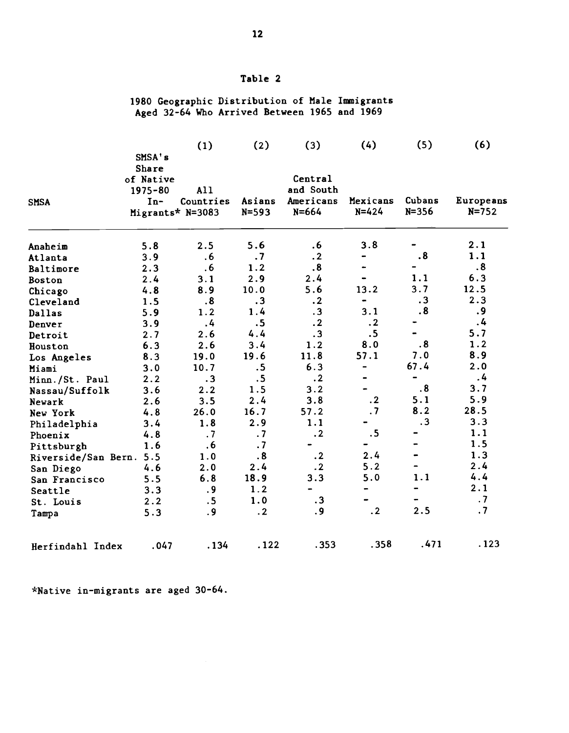# Table 2

## 1980 Geographic Distribution of Male Immigrants Aged 32-64 Who Arrived Between 1965 and 1969

| SMSA | SMSA's Share of Native 1975-80 In-Migrants* | (1) All Countries N=3083 | (2) Asians N=593 | (3) Central and South Americans N=664 | (4) Mexicans N=424 | (5) Cubans N=356 | (6) Europeans N=752 |
|---|---|---|---|---|---|---|---|
| Anaheim | 5.8 | 2.5 | 5.6 | .6 | 3.8 | - | 2.1 |
| Atlanta | 3.9 | .6 | .7 | .2 | - | .8 | 1.1 |
| Baltimore | 2.3 | .6 | 1.2 | .8 | - | - | .8 |
| Boston | 2.4 | 3.1 | 2.9 | 2.4 | - | 1.1 | 6.3 |
| Chicago | 4.8 | 8.9 | 10.0 | 5.6 | 13.2 | 3.7 | 12.5 |
| Cleveland | 1.5 | .8 | .3 | .2 | - | .3 | 2.3 |
| Dallas | 5.9 | 1.2 | 1.4 | .3 | 3.1 | .8 | .9 |
| Denver | 3.9 | .4 | .5 | .2 | .2 | - | .4 |
| Detroit | 2.7 | 2.6 | 4.4 | .3 | .5 | - | 5.7 |
| Houston | 6.3 | 2.6 | 3.4 | 1.2 | 8.0 | .8 | 1.2 |
| Los Angeles | 8.3 | 19.0 | 19.6 | 11.8 | 57.1 | 7.0 | 8.9 |
| Miami | 3.0 | 10.7 | .5 | 6.3 | - | 67.4 | 2.0 |
| Minn./St. Paul | 2.2 | .3 | .5 | .2 | - | - | .4 |
| Nassau/Suffolk | 3.6 | 2.2 | 1.5 | 3.2 | - | .8 | 3.7 |
| Newark | 2.6 | 3.5 | 2.4 | 3.8 | .2 | 5.1 | 5.9 |
| New York | 4.8 | 26.0 | 16.7 | 57.2 | .7 | 8.2 | 28.5 |
| Philadelphia | 3.4 | 1.8 | 2.9 | 1.1 | - | .3 | 3.3 |
| Phoenix | 4.8 | .7 | .7 | .2 | .5 | - | 1.1 |
| Pittsburgh | 1.6 | .6 | .7 | - | - | - | 1.5 |
| Riverside/San Bern. | 5.5 | 1.0 | .8 | .2 | 2.4 | - | 1.3 |
| San Diego | 4.6 | 2.0 | 2.4 | .2 | 5.2 | - | 2.4 |
| San Francisco | 5.5 | 6.8 | 18.9 | 3.3 | 5.0 | 1.1 | 4.4 |
| Seattle | 3.3 | .9 | 1.2 | - | - | - | 2.1 |
| St. Louis | 2.2 | .5 | 1.0 | .3 | - | - | .7 |
| Tampa | 5.3 | .9 | .2 | .9 | .2 | 2.5 | .7 |
| Herfindahl Index | .047 | .134 | .122 | .353 | .358 | .471 | .123 |

*Native in-migrants are aged 30-64.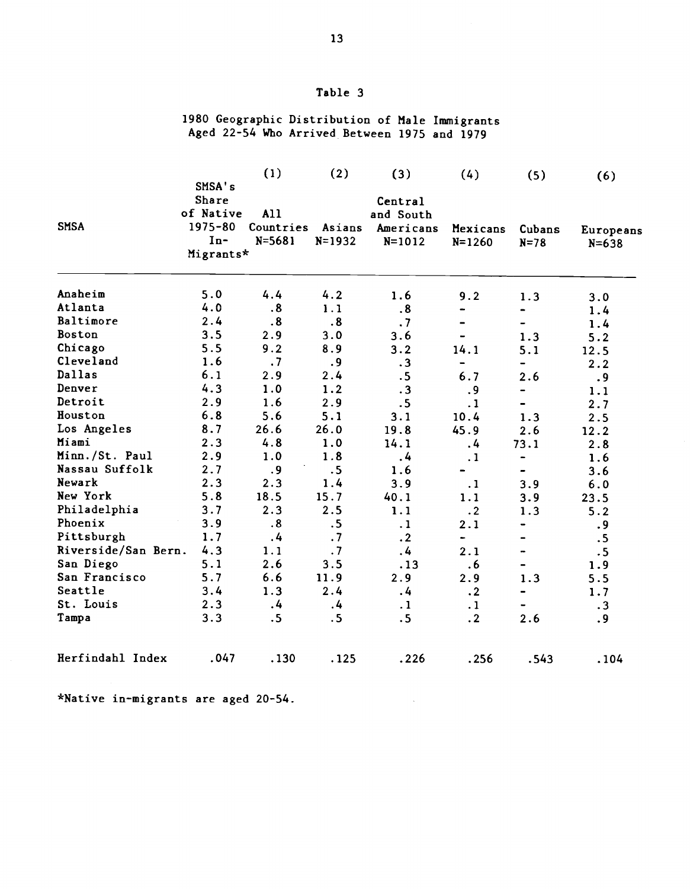# Table 3

## 1980 Geographic Distribution of Male Immigrants Aged 22-54 Who Arrived Between 1975 and 1979

| SMSA | SMSA's Share of Native 1975-80 In-Migrants* | (1) All Countries N=5681 | (2) Asians N=1932 | (3) Central and South Americans N=1012 | (4) Mexicans N=1260 | (5) Cubans N=78 | (6) Europeans N=638 |
|---|---|---|---|---|---|---|---|
| Anaheim | 5.0 | 4.4 | 4.2 | 1.6 | 9.2 | 1.3 | 3.0 |
| Atlanta | 4.0 | .8 | 1.1 | .8 | - | - | 1.4 |
| Baltimore | 2.4 | .8 | .8 | .7 | - | - | 1.4 |
| Boston | 3.5 | 2.9 | 3.0 | 3.6 | - | 1.3 | 5.2 |
| Chicago | 5.5 | 9.2 | 8.9 | 3.2 | 14.1 | 5.1 | 12.5 |
| Cleveland | 1.6 | .7 | .9 | .3 | - | - | 2.2 |
| Dallas | 6.1 | 2.9 | 2.4 | .5 | 6.7 | 2.6 | .9 |
| Denver | 4.3 | 1.0 | 1.2 | .3 | .9 | - | 1.1 |
| Detroit | 2.9 | 1.6 | 2.9 | .5 | .1 | - | 2.7 |
| Houston | 6.8 | 5.6 | 5.1 | 3.1 | 10.4 | 1.3 | 2.5 |
| Los Angeles | 8.7 | 26.6 | 26.0 | 19.8 | 45.9 | 2.6 | 12.2 |
| Miami | 2.3 | 4.8 | 1.0 | 14.1 | .4 | 73.1 | 2.8 |
| Minn./St. Paul | 2.9 | 1.0 | 1.8 | .4 | .1 | - | 1.6 |
| Nassau Suffolk | 2.7 | .9 | .5 | 1.6 | - | - | 3.6 |
| Newark | 2.3 | 2.3 | 1.4 | 3.9 | .1 | 3.9 | 6.0 |
| New York | 5.8 | 18.5 | 15.7 | 40.1 | 1.1 | 3.9 | 23.5 |
| Philadelphia | 3.7 | 2.3 | 2.5 | 1.1 | .2 | 1.3 | 5.2 |
| Phoenix | 3.9 | .8 | .5 | .1 | 2.1 | - | .9 |
| Pittsburgh | 1.7 | .4 | .7 | .2 | - | - | .5 |
| Riverside/San Bern. | 4.3 | 1.1 | .7 | .4 | 2.1 | - | .5 |
| San Diego | 5.1 | 2.6 | 3.5 | .13 | .6 | - | 1.9 |
| San Francisco | 5.7 | 6.6 | 11.9 | 2.9 | 2.9 | 1.3 | 5.5 |
| Seattle | 3.4 | 1.3 | 2.4 | .4 | .2 | - | 1.7 |
| St. Louis | 2.3 | .4 | .4 | .1 | .1 | - | .3 |
| Tampa | 3.3 | .5 | .5 | .5 | .2 | 2.6 | .9 |
| Herfindahl Index | .047 | .130 | .125 | .226 | .256 | .543 | .104 |

*Native in-migrants are aged 20-54.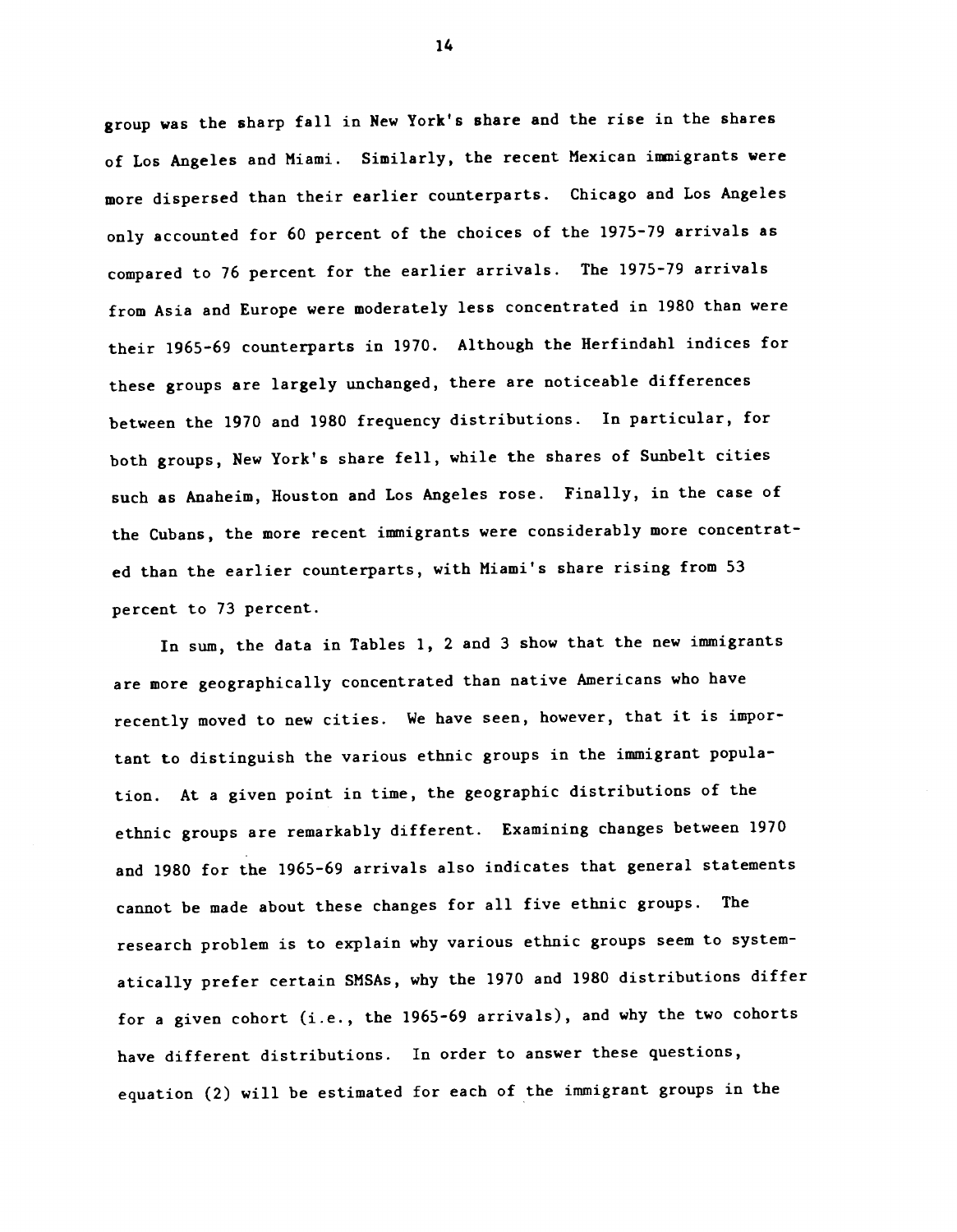group was the sharp fall in New York's share and the rise in the shares of Los Angeles and Miami. Similarly, the recent Mexican immigrants were more dispersed than their earlier counterparts. Chicago and Los Angeles only accounted for 60 percent of the choices of the 1975-79 arrivals as compared to 76 percent for the earlier arrivals. The 1975-79 arrivals from Asia and Europe were moderately less concentrated in 1980 than were their 1965-69 counterparts in 1970. Although the Herfindahl indices for these groups are largely unchanged, there are noticeable differences between the 1970 and 1980 frequency distributions. In particular, for both groups, New York's share fell, while the shares of Sunbelt cities such as Anaheim, Houston and Los Angeles rose. Finally, in the case of the Cubans, the more recent immigrants were considerably more concentrated than the earlier counterparts, with Miami's share rising from 53 percent to 73 percent.

In sum, the data in Tables 1, 2 and 3 show that the new immigrants are more geographically concentrated than native Americans who have recently moved to new cities. We have seen, however, that it is important to distinguish the various ethnic groups in the immigrant population. At a given point in time, the geographic distributions of the ethnic groups are remarkably different. Examining changes between 1970 and 1980 for the 1965-69 arrivals also indicates that general statements cannot be made about these changes for all five ethnic groups. The research problem is to explain why various ethnic groups seem to systematically prefer certain SMSAs, why the 1970 and 1980 distributions differ for a given cohort (i.e., the 1965-69 arrivals), and why the two cohorts have different distributions. In order to answer these questions, equation (2) will be estimated for each of the immigrant groups in the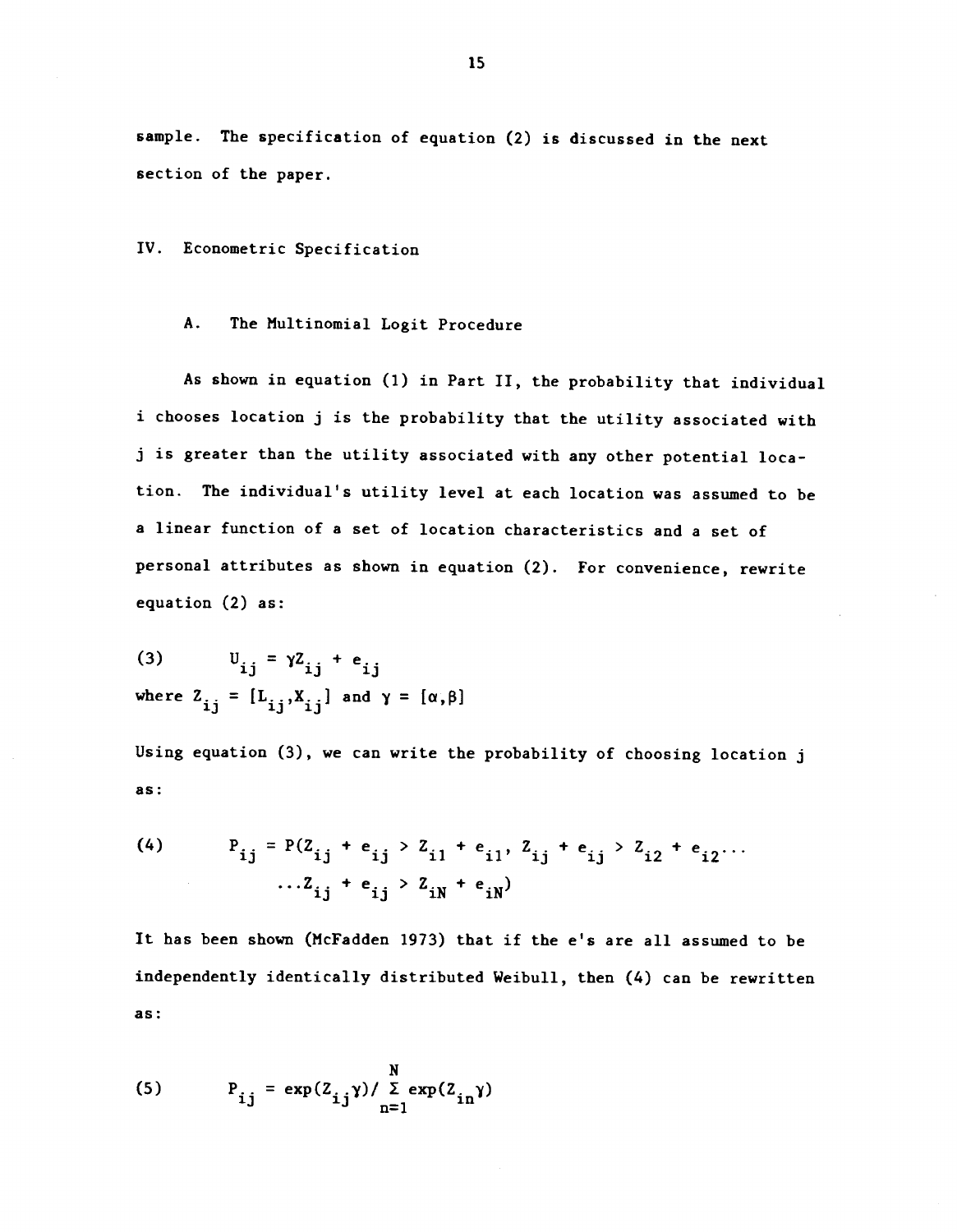sample. The specification of equation (2) is discussed in the next section of the paper.

## IV. Econometric Specification

### A. The Multinomial Logit Procedure

As shown in equation (1) in Part II, the probability that individual i chooses location j is the probability that the utility associated with j is greater than the utility associated with any other potential location. The individual's utility level at each location was assumed to be a linear function of a set of location characteristics and a set of personal attributes as shown in equation (2). For convenience, rewrite equation (2) as:

$$(3) \qquad U_{ij} = \gamma Z_{ij} + e_{ij}$$

where $Z_{ij} = [L_{ij}, X_{ij}]$ and $\gamma = [\alpha, \beta]$

Using equation (3), we can write the probability of choosing location j as:

$$(4) \qquad P_{ij} = P(Z_{ij} + e_{ij} > Z_{i1} + e_{i1},\ Z_{ij} + e_{ij} > Z_{i2} + e_{i2} \ldots \ldots Z_{ij} + e_{ij} > Z_{iN} + e_{iN})$$

It has been shown (McFadden 1973) that if the e's are all assumed to be independently identically distributed Weibull, then (4) can be rewritten as:

$$(5) \qquad P_{ij} = \exp(Z_{ij}\gamma) / \sum_{n=1}^{N} \exp(Z_{in}\gamma)$$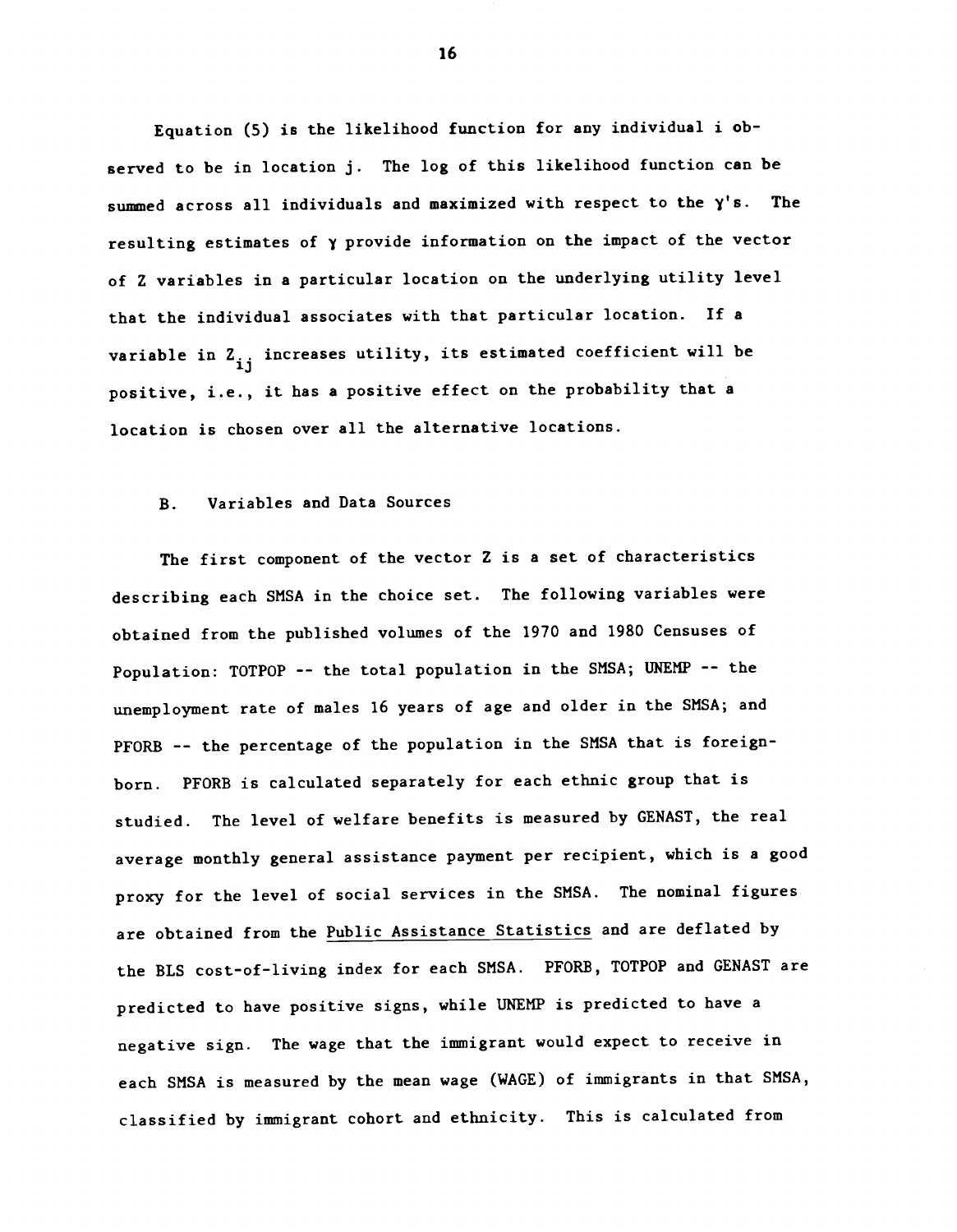Equation (5) is the likelihood function for any individual i observed to be in location j. The log of this likelihood function can be summed across all individuals and maximized with respect to the $\gamma$'s. The resulting estimates of $\gamma$ provide information on the impact of the vector of Z variables in a particular location on the underlying utility level that the individual associates with that particular location. If a variable in $Z_{ij}$ increases utility, its estimated coefficient will be positive, i.e., it has a positive effect on the probability that a location is chosen over all the alternative locations.

### B. Variables and Data Sources

The first component of the vector Z is a set of characteristics describing each SMSA in the choice set. The following variables were obtained from the published volumes of the 1970 and 1980 Censuses of Population: TOTPOP -- the total population in the SMSA; UNEMP -- the unemployment rate of males 16 years of age and older in the SMSA; and PFORB -- the percentage of the population in the SMSA that is foreign-born. PFORB is calculated separately for each ethnic group that is studied. The level of welfare benefits is measured by GENAST, the real average monthly general assistance payment per recipient, which is a good proxy for the level of social services in the SMSA. The nominal figures are obtained from the Public Assistance Statistics and are deflated by the BLS cost-of-living index for each SMSA. PFORB, TOTPOP and GENAST are predicted to have positive signs, while UNEMP is predicted to have a negative sign. The wage that the immigrant would expect to receive in each SMSA is measured by the mean wage (WAGE) of immigrants in that SMSA, classified by immigrant cohort and ethnicity. This is calculated from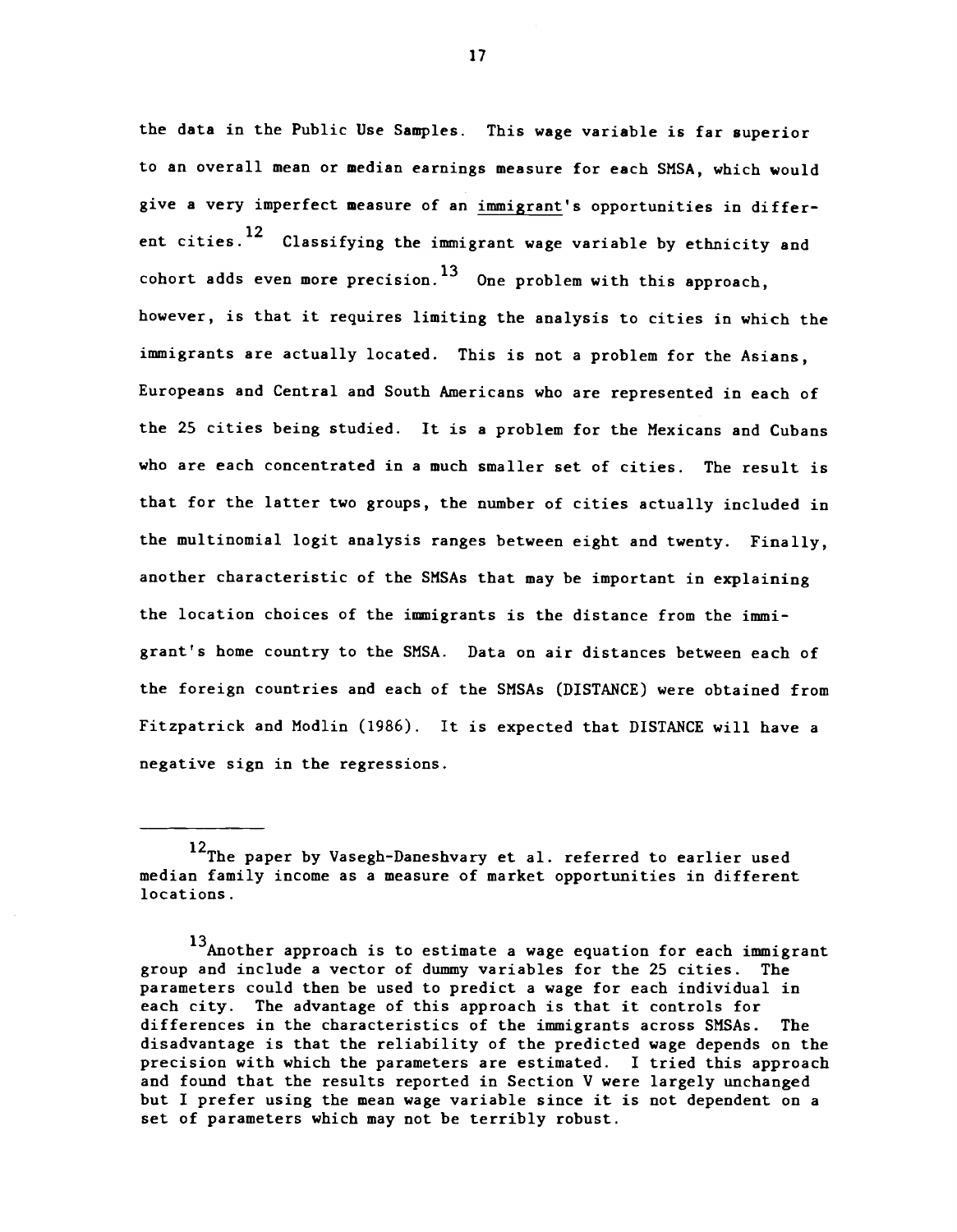the data in the Public Use Samples. This wage variable is far superior to an overall mean or median earnings measure for each SMSA, which would give a very imperfect measure of an <u>immigrant</u>'s opportunities in different cities.[12] Classifying the immigrant wage variable by ethnicity and cohort adds even more precision.[13] One problem with this approach, however, is that it requires limiting the analysis to cities in which the immigrants are actually located. This is not a problem for the Asians, Europeans and Central and South Americans who are represented in each of the 25 cities being studied. It is a problem for the Mexicans and Cubans who are each concentrated in a much smaller set of cities. The result is that for the latter two groups, the number of cities actually included in the multinomial logit analysis ranges between eight and twenty. Finally, another characteristic of the SMSAs that may be important in explaining the location choices of the immigrants is the distance from the immigrant's home country to the SMSA. Data on air distances between each of the foreign countries and each of the SMSAs (DISTANCE) were obtained from Fitzpatrick and Modlin (1986). It is expected that DISTANCE will have a negative sign in the regressions.

---

[12] The paper by Vasegh-Daneshvary et al. referred to earlier used median family income as a measure of market opportunities in different locations.

[13] Another approach is to estimate a wage equation for each immigrant group and include a vector of dummy variables for the 25 cities. The parameters could then be used to predict a wage for each individual in each city. The advantage of this approach is that it controls for differences in the characteristics of the immigrants across SMSAs. The disadvantage is that the reliability of the predicted wage depends on the precision with which the parameters are estimated. I tried this approach and found that the results reported in Section V were largely unchanged but I prefer using the mean wage variable since it is not dependent on a set of parameters which may not be terribly robust.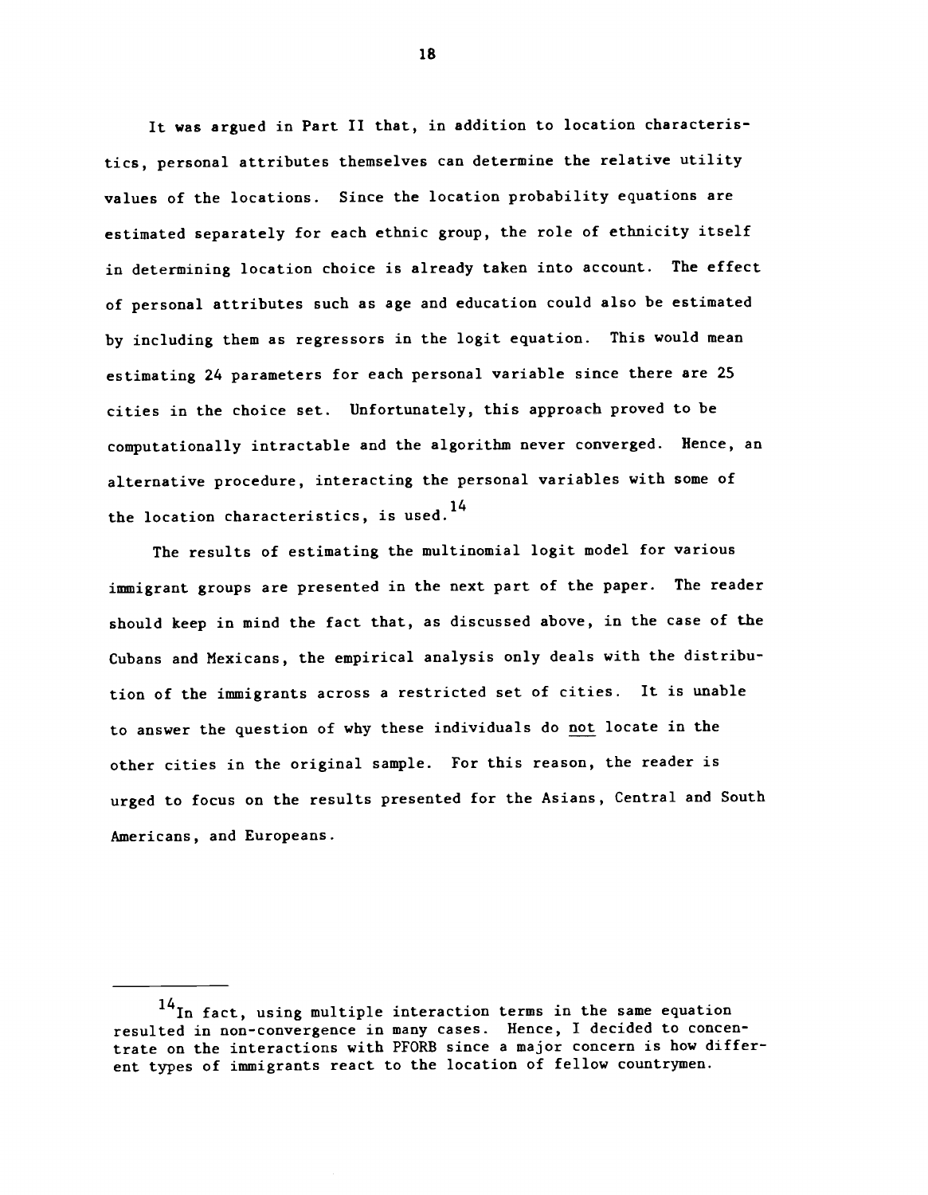It was argued in Part II that, in addition to location characteristics, personal attributes themselves can determine the relative utility values of the locations. Since the location probability equations are estimated separately for each ethnic group, the role of ethnicity itself in determining location choice is already taken into account. The effect of personal attributes such as age and education could also be estimated by including them as regressors in the logit equation. This would mean estimating 24 parameters for each personal variable since there are 25 cities in the choice set. Unfortunately, this approach proved to be computationally intractable and the algorithm never converged. Hence, an alternative procedure, interacting the personal variables with some of the location characteristics, is used.[14]

The results of estimating the multinomial logit model for various immigrant groups are presented in the next part of the paper. The reader should keep in mind the fact that, as discussed above, in the case of the Cubans and Mexicans, the empirical analysis only deals with the distribution of the immigrants across a restricted set of cities. It is unable to answer the question of why these individuals do <u>not</u> locate in the other cities in the original sample. For this reason, the reader is urged to focus on the results presented for the Asians, Central and South Americans, and Europeans.

---

[14] In fact, using multiple interaction terms in the same equation resulted in non-convergence in many cases. Hence, I decided to concentrate on the interactions with PFORB since a major concern is how different types of immigrants react to the location of fellow countrymen.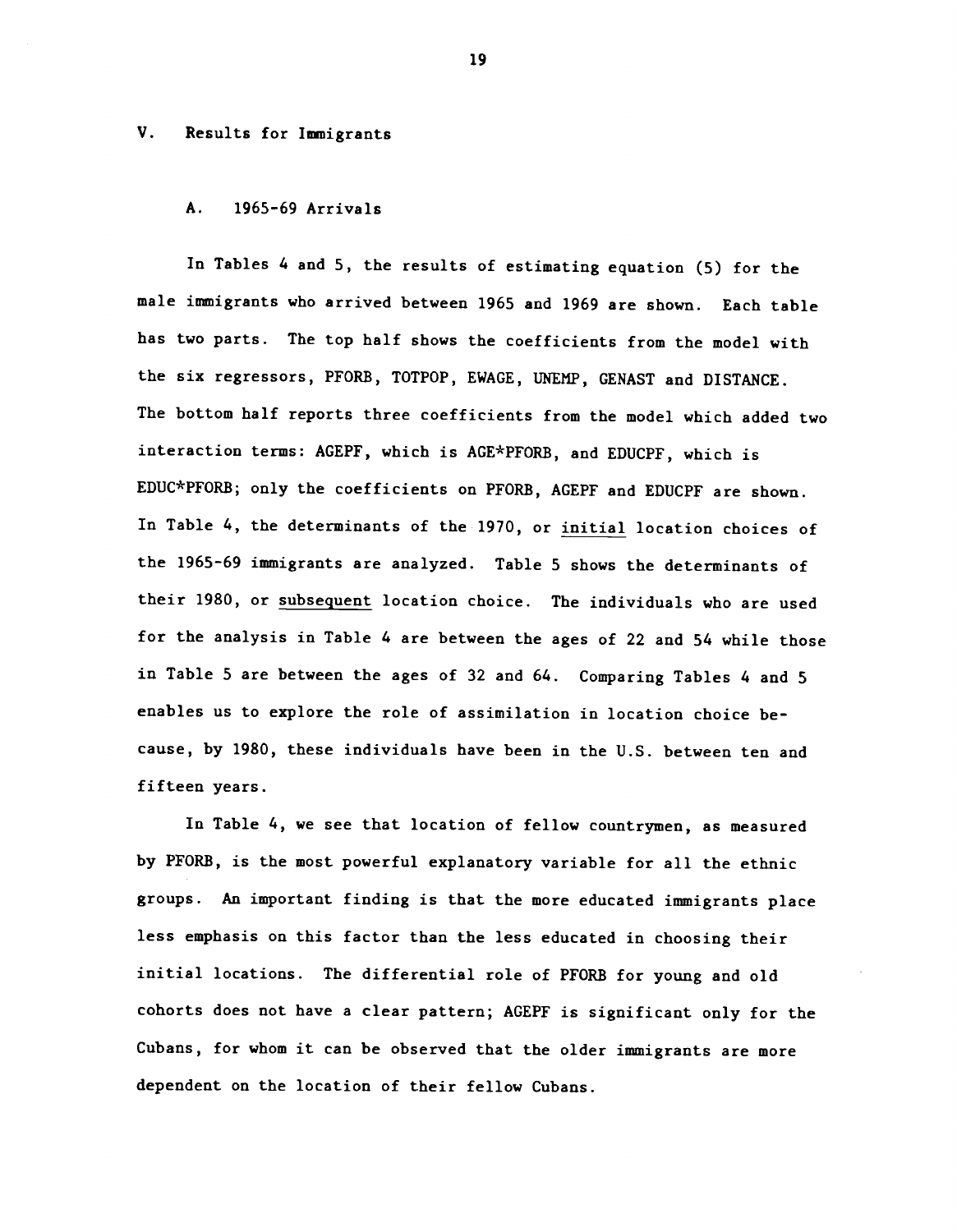## V. Results for Immigrants

### A. 1965-69 Arrivals

In Tables 4 and 5, the results of estimating equation (5) for the male immigrants who arrived between 1965 and 1969 are shown. Each table has two parts. The top half shows the coefficients from the model with the six regressors, PFORB, TOTPOP, EWAGE, UNEMP, GENAST and DISTANCE. The bottom half reports three coefficients from the model which added two interaction terms: AGEPF, which is AGE*PFORB, and EDUCPF, which is EDUC*PFORB; only the coefficients on PFORB, AGEPF and EDUCPF are shown. In Table 4, the determinants of the 1970, or <u>initial</u> location choices of the 1965-69 immigrants are analyzed. Table 5 shows the determinants of their 1980, or <u>subsequent</u> location choice. The individuals who are used for the analysis in Table 4 are between the ages of 22 and 54 while those in Table 5 are between the ages of 32 and 64. Comparing Tables 4 and 5 enables us to explore the role of assimilation in location choice because, by 1980, these individuals have been in the U.S. between ten and fifteen years.

In Table 4, we see that location of fellow countrymen, as measured by PFORB, is the most powerful explanatory variable for all the ethnic groups. An important finding is that the more educated immigrants place less emphasis on this factor than the less educated in choosing their initial locations. The differential role of PFORB for young and old cohorts does not have a clear pattern; AGEPF is significant only for the Cubans, for whom it can be observed that the older immigrants are more dependent on the location of their fellow Cubans.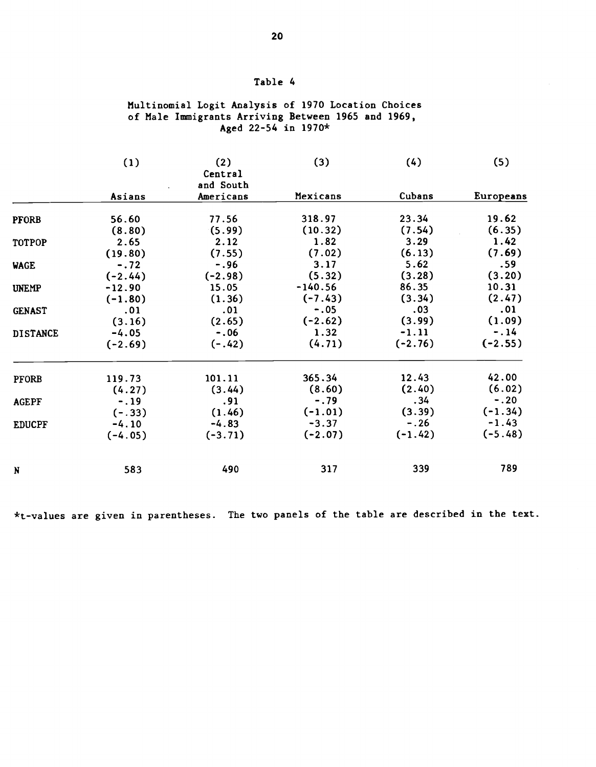Table 4

Multinomial Logit Analysis of 1970 Location Choices of Male Immigrants Arriving Between 1965 and 1969, Aged 22-54 in 1970*

| | (1) Asians | (2) Central and South Americans | (3) Mexicans | (4) Cubans | (5) Europeans |
|---|---|---|---|---|---|
| PFORB | 56.60 | 77.56 | 318.97 | 23.34 | 19.62 |
| | (8.80) | (5.99) | (10.32) | (7.54) | (6.35) |
| TOTPOP | 2.65 | 2.12 | 1.82 | 3.29 | 1.42 |
| | (19.80) | (7.55) | (7.02) | (6.13) | (7.69) |
| WAGE | -.72 | -.96 | 3.17 | 5.62 | .59 |
| | (-2.44) | (-2.98) | (5.32) | (3.28) | (3.20) |
| UNEMP | -12.90 | 15.05 | -140.56 | 86.35 | 10.31 |
| | (-1.80) | (1.36) | (-7.43) | (3.34) | (2.47) |
| GENAST | .01 | .01 | -.05 | .03 | .01 |
| | (3.16) | (2.65) | (-2.62) | (3.99) | (1.09) |
| DISTANCE | -4.05 | -.06 | 1.32 | -1.11 | -.14 |
| | (-2.69) | (-.42) | (4.71) | (-2.76) | (-2.55) |
| PFORB | 119.73 | 101.11 | 365.34 | 12.43 | 42.00 |
| | (4.27) | (3.44) | (8.60) | (2.40) | (6.02) |
| AGEPF | -.19 | .91 | -.79 | .34 | -.20 |
| | (-.33) | (1.46) | (-1.01) | (3.39) | (-1.34) |
| EDUCPF | -4.10 | -4.83 | -3.37 | -.26 | -1.43 |
| | (-4.05) | (-3.71) | (-2.07) | (-1.42) | (-5.48) |
| N | 583 | 490 | 317 | 339 | 789 |

*t-values are given in parentheses. The two panels of the table are described in the text.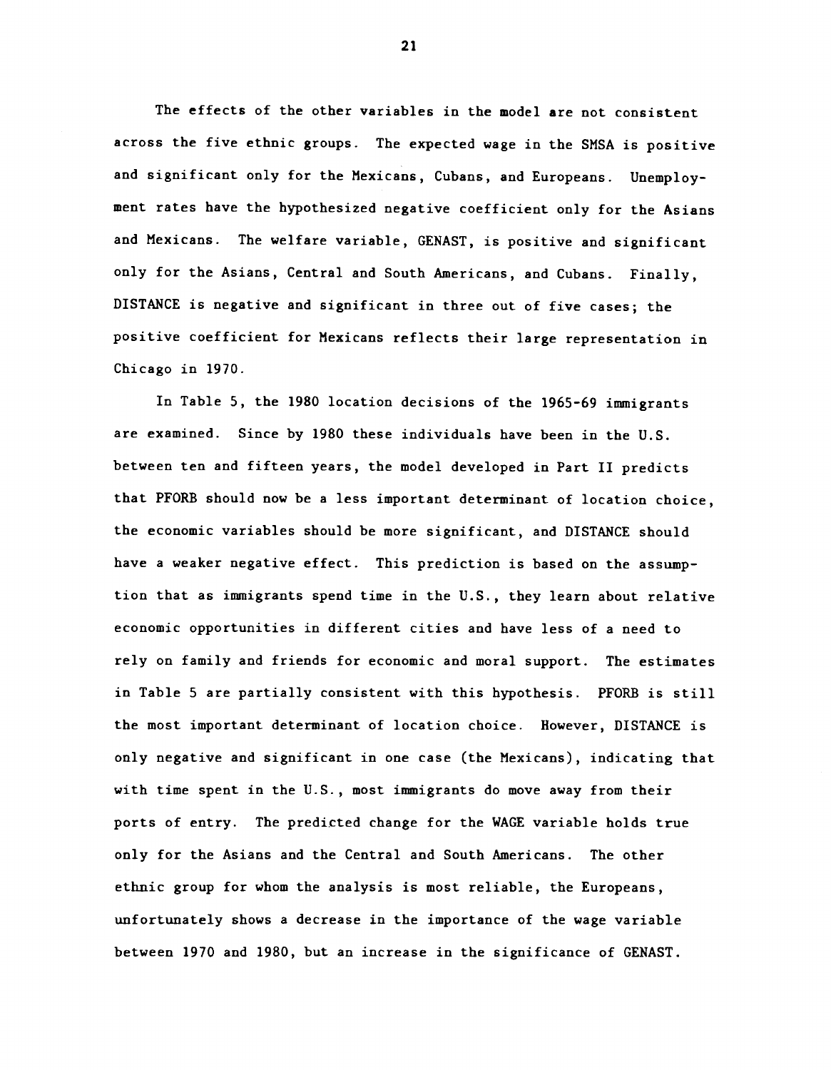The effects of the other variables in the model are not consistent across the five ethnic groups. The expected wage in the SMSA is positive and significant only for the Mexicans, Cubans, and Europeans. Unemployment rates have the hypothesized negative coefficient only for the Asians and Mexicans. The welfare variable, GENAST, is positive and significant only for the Asians, Central and South Americans, and Cubans. Finally, DISTANCE is negative and significant in three out of five cases; the positive coefficient for Mexicans reflects their large representation in Chicago in 1970.

In Table 5, the 1980 location decisions of the 1965-69 immigrants are examined. Since by 1980 these individuals have been in the U.S. between ten and fifteen years, the model developed in Part II predicts that PFORB should now be a less important determinant of location choice, the economic variables should be more significant, and DISTANCE should have a weaker negative effect. This prediction is based on the assumption that as immigrants spend time in the U.S., they learn about relative economic opportunities in different cities and have less of a need to rely on family and friends for economic and moral support. The estimates in Table 5 are partially consistent with this hypothesis. PFORB is still the most important determinant of location choice. However, DISTANCE is only negative and significant in one case (the Mexicans), indicating that with time spent in the U.S., most immigrants do move away from their ports of entry. The predicted change for the WAGE variable holds true only for the Asians and the Central and South Americans. The other ethnic group for whom the analysis is most reliable, the Europeans, unfortunately shows a decrease in the importance of the wage variable between 1970 and 1980, but an increase in the significance of GENAST.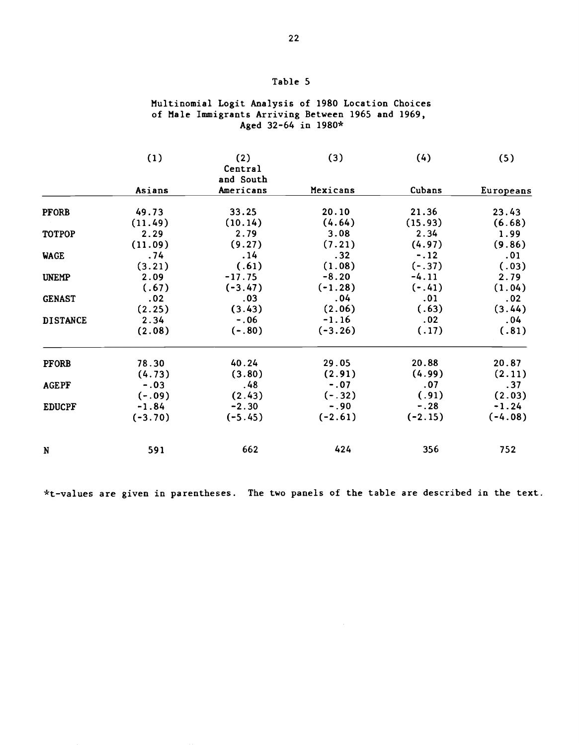# Table 5

## Multinomial Logit Analysis of 1980 Location Choices of Male Immigrants Arriving Between 1965 and 1969, Aged 32-64 in 1980*

| | (1) Asians | (2) Central and South Americans | (3) Mexicans | (4) Cubans | (5) Europeans |
|---|---|---|---|---|---|
| PFORB | 49.73 | 33.25 | 20.10 | 21.36 | 23.43 |
| | (11.49) | (10.14) | (4.64) | (15.93) | (6.68) |
| TOTPOP | 2.29 | 2.79 | 3.08 | 2.34 | 1.99 |
| | (11.09) | (9.27) | (7.21) | (4.97) | (9.86) |
| WAGE | .74 | .14 | .32 | -.12 | .01 |
| | (3.21) | (.61) | (1.08) | (-.37) | (.03) |
| UNEMP | 2.09 | -17.75 | -8.20 | -4.11 | 2.79 |
| | (.67) | (-3.47) | (-1.28) | (-.41) | (1.04) |
| GENAST | .02 | .03 | .04 | .01 | .02 |
| | (2.25) | (3.43) | (2.06) | (.63) | (3.44) |
| DISTANCE | 2.34 | -.06 | -1.16 | .02 | .04 |
| | (2.08) | (-.80) | (-3.26) | (.17) | (.81) |
| PFORB | 78.30 | 40.24 | 29.05 | 20.88 | 20.87 |
| | (4.73) | (3.80) | (2.91) | (4.99) | (2.11) |
| AGEPF | -.03 | .48 | -.07 | .07 | .37 |
| | (-.09) | (2.43) | (-.32) | (.91) | (2.03) |
| EDUCPF | -1.84 | -2.30 | -.90 | -.28 | -1.24 |
| | (-3.70) | (-5.45) | (-2.61) | (-2.15) | (-4.08) |
| N | 591 | 662 | 424 | 356 | 752 |

*t-values are given in parentheses. The two panels of the table are described in the text.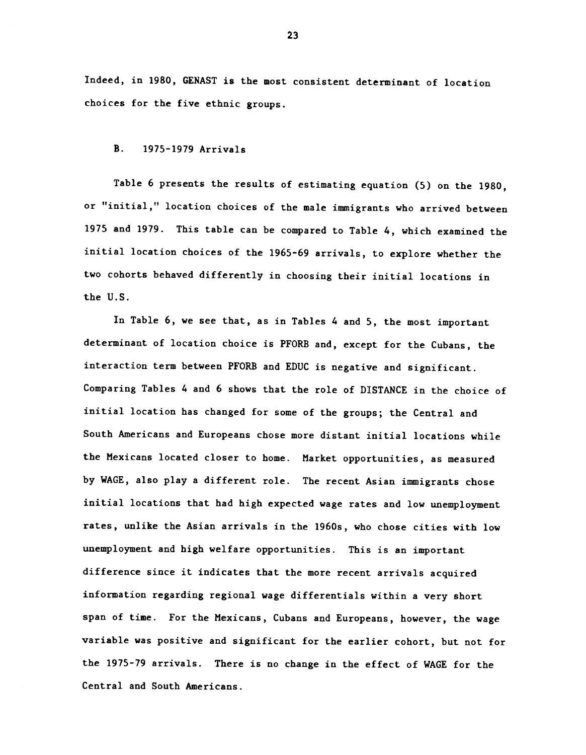Indeed, in 1980, GENAST is the most consistent determinant of location choices for the five ethnic groups.

### B. 1975-1979 Arrivals

Table 6 presents the results of estimating equation (5) on the 1980, or "initial," location choices of the male immigrants who arrived between 1975 and 1979. This table can be compared to Table 4, which examined the initial location choices of the 1965-69 arrivals, to explore whether the two cohorts behaved differently in choosing their initial locations in the U.S.

In Table 6, we see that, as in Tables 4 and 5, the most important determinant of location choice is PFORB and, except for the Cubans, the interaction term between PFORB and EDUC is negative and significant. Comparing Tables 4 and 6 shows that the role of DISTANCE in the choice of initial location has changed for some of the groups; the Central and South Americans and Europeans chose more distant initial locations while the Mexicans located closer to home. Market opportunities, as measured by WAGE, also play a different role. The recent Asian immigrants chose initial locations that had high expected wage rates and low unemployment rates, unlike the Asian arrivals in the 1960s, who chose cities with low unemployment and high welfare opportunities. This is an important difference since it indicates that the more recent arrivals acquired information regarding regional wage differentials within a very short span of time. For the Mexicans, Cubans and Europeans, however, the wage variable was positive and significant for the earlier cohort, but not for the 1975-79 arrivals. There is no change in the effect of WAGE for the Central and South Americans.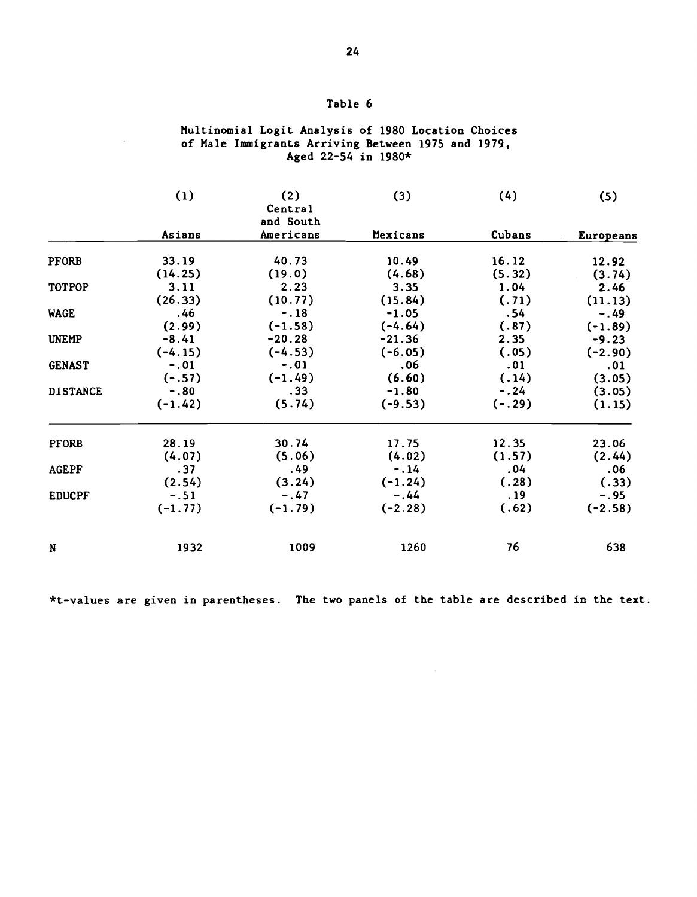## Table 6

Multinomial Logit Analysis of 1980 Location Choices of Male Immigrants Arriving Between 1975 and 1979, Aged 22-54 in 1980*

| | (1) Asians | (2) Central and South Americans | (3) Mexicans | (4) Cubans | (5) Europeans |
|---|---|---|---|---|---|
| PFORB | 33.19 | 40.73 | 10.49 | 16.12 | 12.92 |
| | (14.25) | (19.0) | (4.68) | (5.32) | (3.74) |
| TOTPOP | 3.11 | 2.23 | 3.35 | 1.04 | 2.46 |
| | (26.33) | (10.77) | (15.84) | (.71) | (11.13) |
| WAGE | .46 | -.18 | -1.05 | .54 | -.49 |
| | (2.99) | (-1.58) | (-4.64) | (.87) | (-1.89) |
| UNEMP | -8.41 | -20.28 | -21.36 | 2.35 | -9.23 |
| | (-4.15) | (-4.53) | (-6.05) | (.05) | (-2.90) |
| GENAST | -.01 | -.01 | .06 | .01 | .01 |
| | (-.57) | (-1.49) | (6.60) | (.14) | (3.05) |
| DISTANCE | -.80 | .33 | -1.80 | -.24 | (3.05) |
| | (-1.42) | (5.74) | (-9.53) | (-.29) | (1.15) |
| PFORB | 28.19 | 30.74 | 17.75 | 12.35 | 23.06 |
| | (4.07) | (5.06) | (4.02) | (1.57) | (2.44) |
| AGEPF | .37 | .49 | -.14 | .04 | .06 |
| | (2.54) | (3.24) | (-1.24) | (.28) | (.33) |
| EDUCPF | -.51 | -.47 | -.44 | .19 | -.95 |
| | (-1.77) | (-1.79) | (-2.28) | (.62) | (-2.58) |
| N | 1932 | 1009 | 1260 | 76 | 638 |

*t-values are given in parentheses. The two panels of the table are described in the text.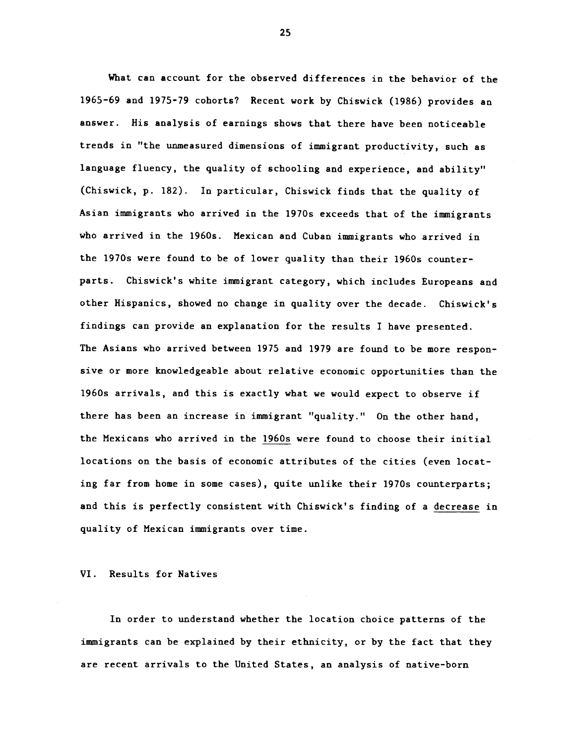What can account for the observed differences in the behavior of the 1965-69 and 1975-79 cohorts? Recent work by Chiswick (1986) provides an answer. His analysis of earnings shows that there have been noticeable trends in "the unmeasured dimensions of immigrant productivity, such as language fluency, the quality of schooling and experience, and ability" (Chiswick, p. 182). In particular, Chiswick finds that the quality of Asian immigrants who arrived in the 1970s exceeds that of the immigrants who arrived in the 1960s. Mexican and Cuban immigrants who arrived in the 1970s were found to be of lower quality than their 1960s counterparts. Chiswick's white immigrant category, which includes Europeans and other Hispanics, showed no change in quality over the decade. Chiswick's findings can provide an explanation for the results I have presented. The Asians who arrived between 1975 and 1979 are found to be more responsive or more knowledgeable about relative economic opportunities than the 1960s arrivals, and this is exactly what we would expect to observe if there has been an increase in immigrant "quality." On the other hand, the Mexicans who arrived in the <u>1960s</u> were found to choose their initial locations on the basis of economic attributes of the cities (even locating far from home in some cases), quite unlike their 1970s counterparts; and this is perfectly consistent with Chiswick's finding of a <u>decrease</u> in quality of Mexican immigrants over time.

## VI. Results for Natives

In order to understand whether the location choice patterns of the immigrants can be explained by their ethnicity, or by the fact that they are recent arrivals to the United States, an analysis of native-born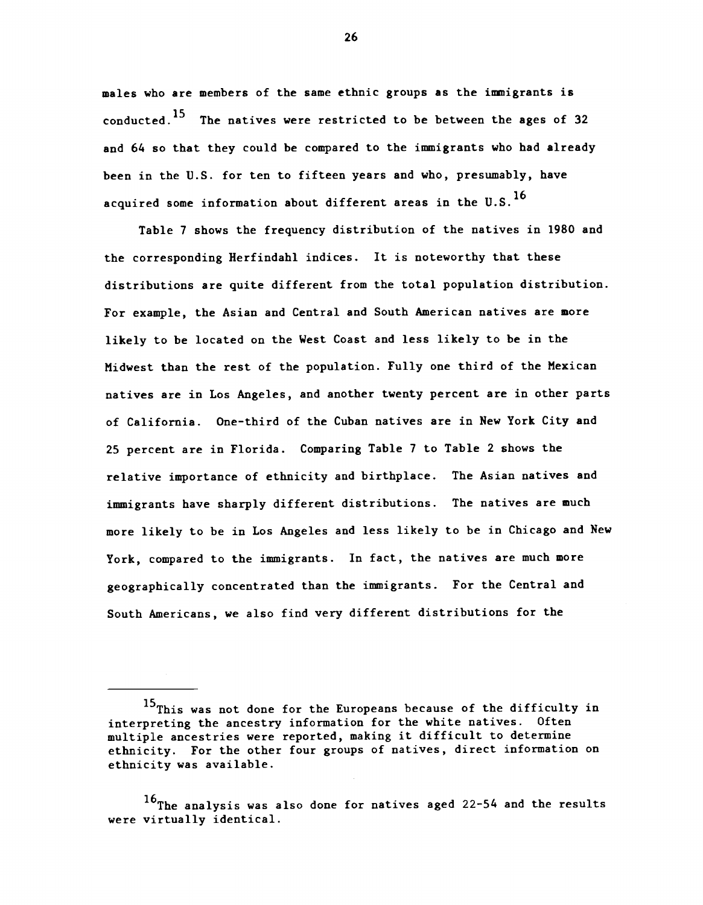males who are members of the same ethnic groups as the immigrants is conducted.[15] The natives were restricted to be between the ages of 32 and 64 so that they could be compared to the immigrants who had already been in the U.S. for ten to fifteen years and who, presumably, have acquired some information about different areas in the U.S.[16]

Table 7 shows the frequency distribution of the natives in 1980 and the corresponding Herfindahl indices. It is noteworthy that these distributions are quite different from the total population distribution. For example, the Asian and Central and South American natives are more likely to be located on the West Coast and less likely to be in the Midwest than the rest of the population. Fully one third of the Mexican natives are in Los Angeles, and another twenty percent are in other parts of California. One-third of the Cuban natives are in New York City and 25 percent are in Florida. Comparing Table 7 to Table 2 shows the relative importance of ethnicity and birthplace. The Asian natives and immigrants have sharply different distributions. The natives are much more likely to be in Los Angeles and less likely to be in Chicago and New York, compared to the immigrants. In fact, the natives are much more geographically concentrated than the immigrants. For the Central and South Americans, we also find very different distributions for the

---

[15] This was not done for the Europeans because of the difficulty in interpreting the ancestry information for the white natives. Often multiple ancestries were reported, making it difficult to determine ethnicity. For the other four groups of natives, direct information on ethnicity was available.

[16] The analysis was also done for natives aged 22-54 and the results were virtually identical.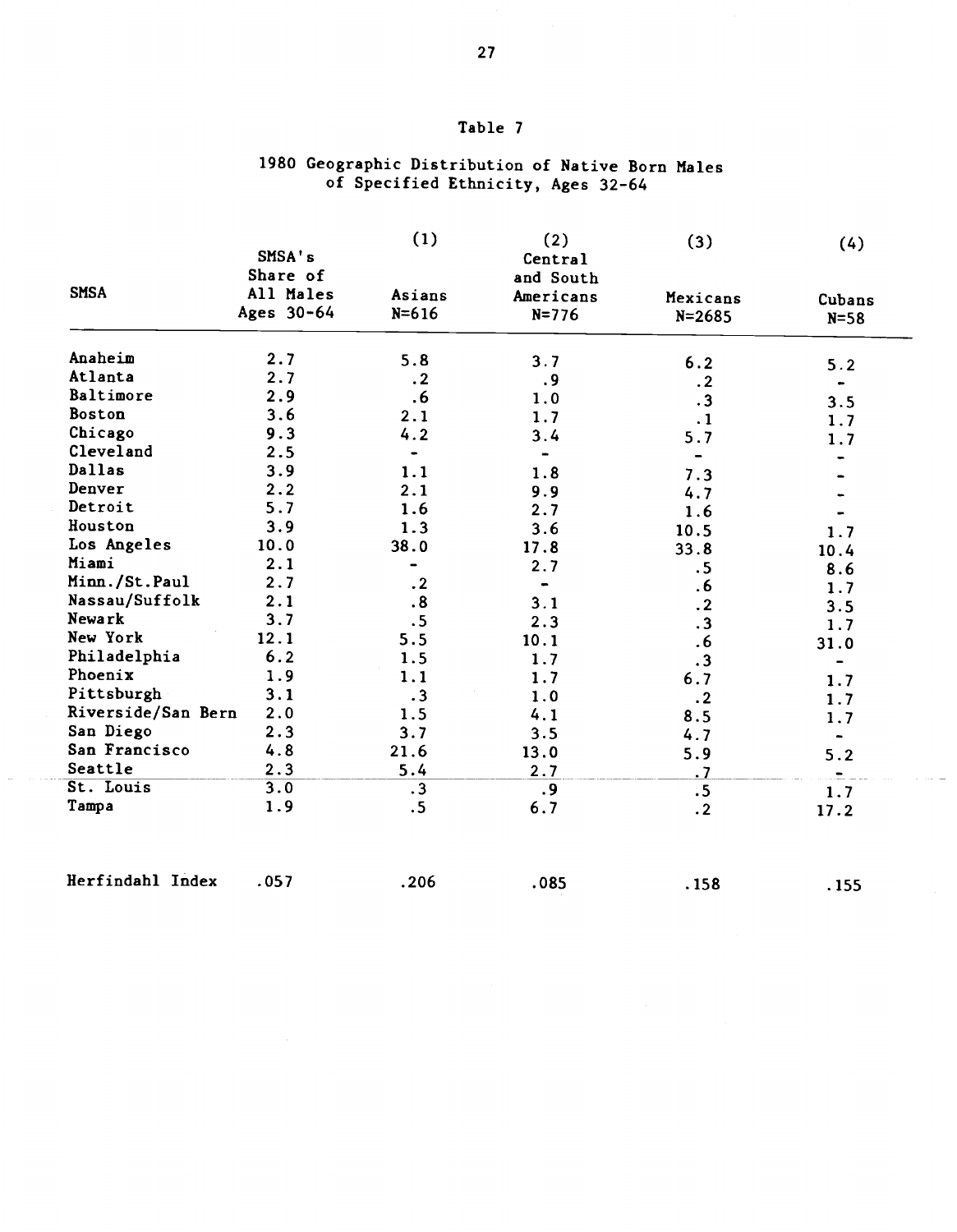## Table 7

### 1980 Geographic Distribution of Native Born Males of Specified Ethnicity, Ages 32-64

| SMSA | SMSA's Share of All Males Ages 30-64 | (1) Asians N=616 | (2) Central and South Americans N=776 | (3) Mexicans N=2685 | (4) Cubans N=58 |
|---|---|---|---|---|---|
| Anaheim | 2.7 | 5.8 | 3.7 | 6.2 | 5.2 |
| Atlanta | 2.7 | .2 | .9 | .2 | - |
| Baltimore | 2.9 | .6 | 1.0 | .3 | 3.5 |
| Boston | 3.6 | 2.1 | 1.7 | .1 | 1.7 |
| Chicago | 9.3 | 4.2 | 3.4 | 5.7 | 1.7 |
| Cleveland | 2.5 | - | - | - | - |
| Dallas | 3.9 | 1.1 | 1.8 | 7.3 | - |
| Denver | 2.2 | 2.1 | 9.9 | 4.7 | - |
| Detroit | 5.7 | 1.6 | 2.7 | 1.6 | - |
| Houston | 3.9 | 1.3 | 3.6 | 10.5 | 1.7 |
| Los Angeles | 10.0 | 38.0 | 17.8 | 33.8 | 10.4 |
| Miami | 2.1 | - | 2.7 | .5 | 8.6 |
| Minn./St.Paul | 2.7 | .2 | - | .6 | 1.7 |
| Nassau/Suffolk | 2.1 | .8 | 3.1 | .2 | 3.5 |
| Newark | 3.7 | .5 | 2.3 | .3 | 1.7 |
| New York | 12.1 | 5.5 | 10.1 | .6 | 31.0 |
| Philadelphia | 6.2 | 1.5 | 1.7 | .3 | - |
| Phoenix | 1.9 | 1.1 | 1.7 | 6.7 | 1.7 |
| Pittsburgh | 3.1 | .3 | 1.0 | .2 | 1.7 |
| Riverside/San Bern | 2.0 | 1.5 | 4.1 | 8.5 | 1.7 |
| San Diego | 2.3 | 3.7 | 3.5 | 4.7 | - |
| San Francisco | 4.8 | 21.6 | 13.0 | 5.9 | 5.2 |
| Seattle | 2.3 | 5.4 | 2.7 | .7 | - |
| St. Louis | 3.0 | .3 | .9 | .5 | 1.7 |
| Tampa | 1.9 | .5 | 6.7 | .2 | 17.2 |
| Herfindahl Index | .057 | .206 | .085 | .158 | .155 |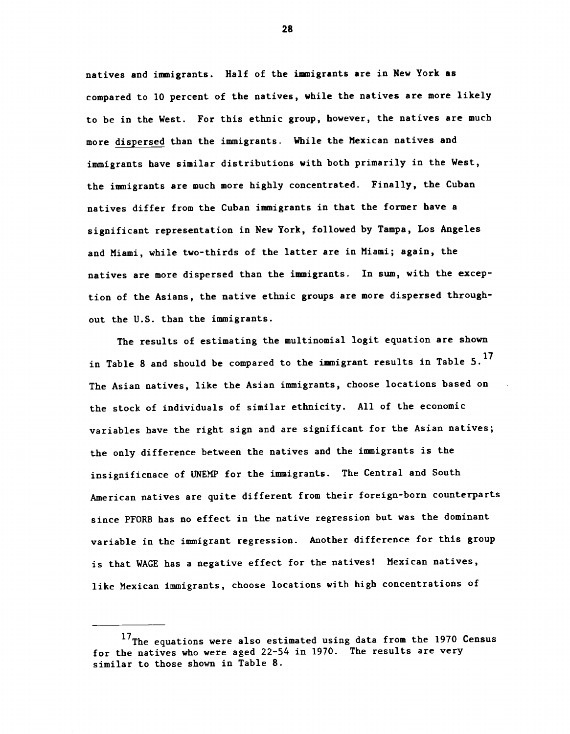natives and immigrants. Half of the immigrants are in New York as compared to 10 percent of the natives, while the natives are more likely to be in the West. For this ethnic group, however, the natives are much more dispersed than the immigrants. While the Mexican natives and immigrants have similar distributions with both primarily in the West, the immigrants are much more highly concentrated. Finally, the Cuban natives differ from the Cuban immigrants in that the former have a significant representation in New York, followed by Tampa, Los Angeles and Miami, while two-thirds of the latter are in Miami; again, the natives are more dispersed than the immigrants. In sum, with the exception of the Asians, the native ethnic groups are more dispersed throughout the U.S. than the immigrants.

The results of estimating the multinomial logit equation are shown in Table 8 and should be compared to the immigrant results in Table 5.[17] The Asian natives, like the Asian immigrants, choose locations based on the stock of individuals of similar ethnicity. All of the economic variables have the right sign and are significant for the Asian natives; the only difference between the natives and the immigrants is the insignificnace of UNEMP for the immigrants. The Central and South American natives are quite different from their foreign-born counterparts since PFORB has no effect in the native regression but was the dominant variable in the immigrant regression. Another difference for this group is that WAGE has a negative effect for the natives! Mexican natives, like Mexican immigrants, choose locations with high concentrations of

---

[17] The equations were also estimated using data from the 1970 Census for the natives who were aged 22-54 in 1970. The results are very similar to those shown in Table 8.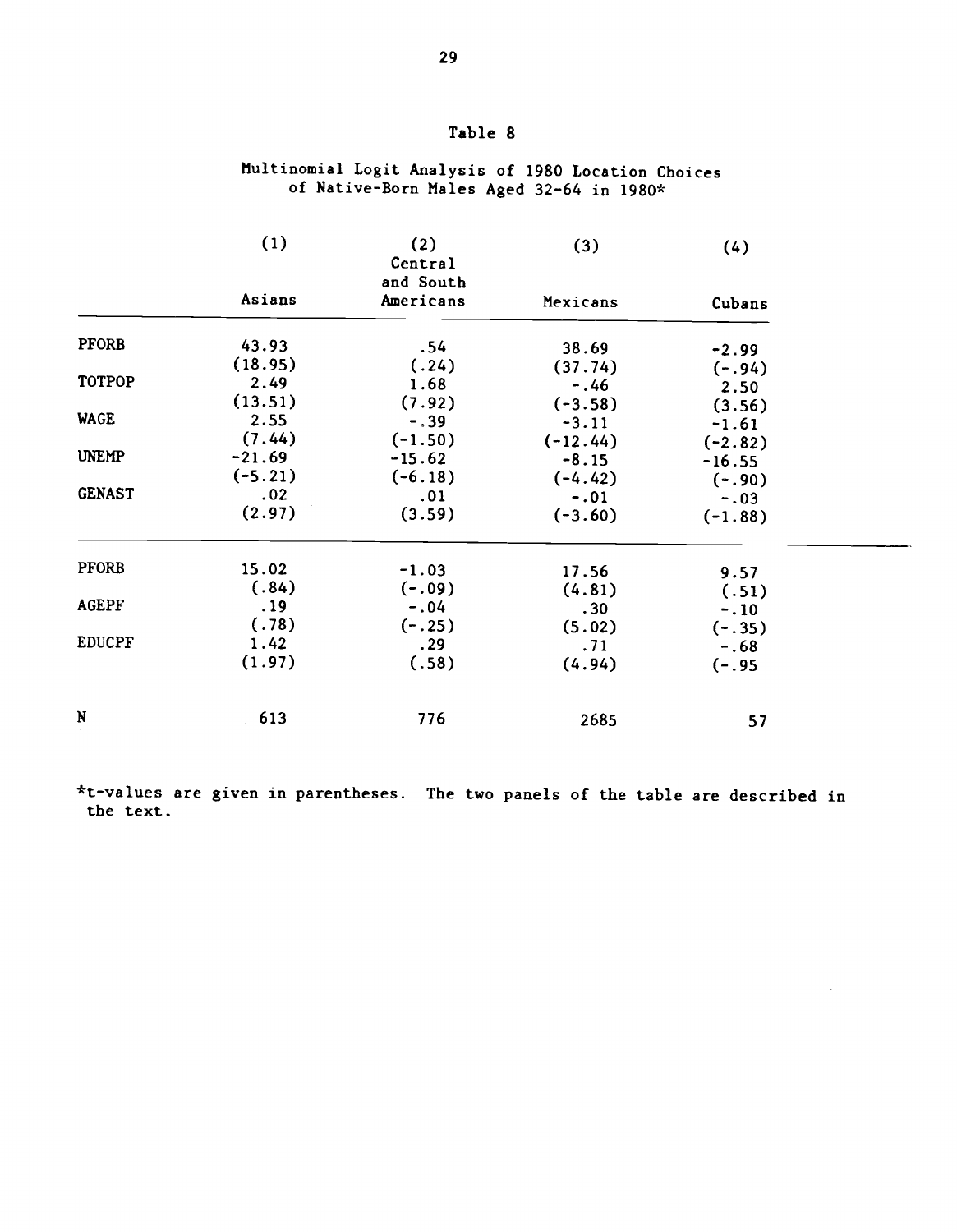# Table 8

## Multinomial Logit Analysis of 1980 Location Choices of Native-Born Males Aged 32-64 in 1980*

| | (1) Asians | (2) Central and South Americans | (3) Mexicans | (4) Cubans |
|---|---|---|---|---|
| PFORB | 43.93 | .54 | 38.69 | -2.99 |
| | (18.95) | (.24) | (37.74) | (-.94) |
| TOTPOP | 2.49 | 1.68 | -.46 | 2.50 |
| | (13.51) | (7.92) | (-3.58) | (3.56) |
| WAGE | 2.55 | -.39 | -3.11 | -1.61 |
| | (7.44) | (-1.50) | (-12.44) | (-2.82) |
| UNEMP | -21.69 | -15.62 | -8.15 | -16.55 |
| | (-5.21) | (-6.18) | (-4.42) | (-.90) |
| GENAST | .02 | .01 | -.01 | -.03 |
| | (2.97) | (3.59) | (-3.60) | (-1.88) |
| PFORB | 15.02 | -1.03 | 17.56 | 9.57 |
| | (.84) | (-.09) | (4.81) | (.51) |
| AGEPF | .19 | -.04 | .30 | -.10 |
| | (.78) | (-.25) | (5.02) | (-.35) |
| EDUCPF | 1.42 | .29 | .71 | -.68 |
| | (1.97) | (.58) | (4.94) | (-.95 |
| N | 613 | 776 | 2685 | 57 |

*t-values are given in parentheses. The two panels of the table are described in the text.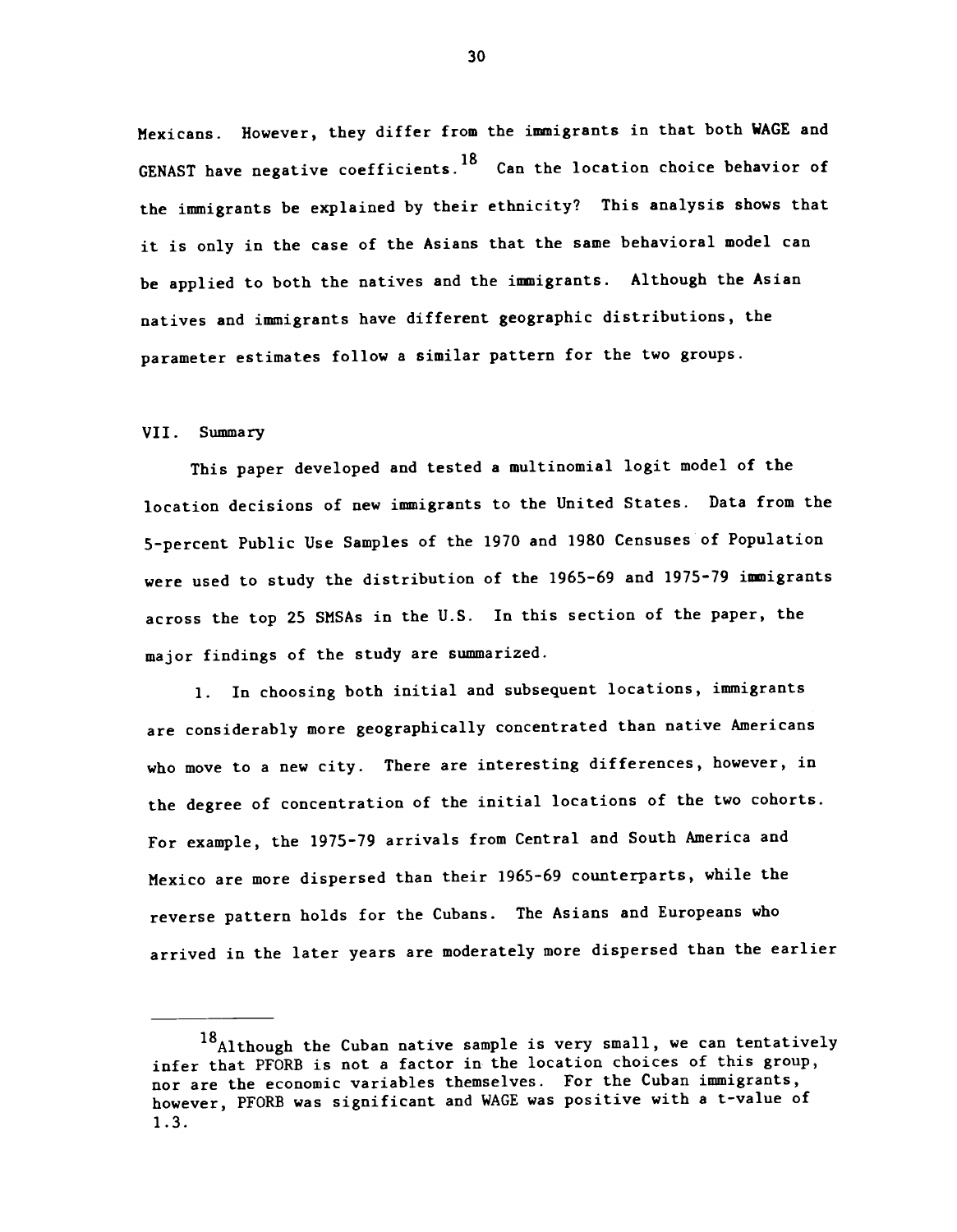Mexicans. However, they differ from the immigrants in that both WAGE and GENAST have negative coefficients.[18] Can the location choice behavior of the immigrants be explained by their ethnicity? This analysis shows that it is only in the case of the Asians that the same behavioral model can be applied to both the natives and the immigrants. Although the Asian natives and immigrants have different geographic distributions, the parameter estimates follow a similar pattern for the two groups.

## VII. Summary

This paper developed and tested a multinomial logit model of the location decisions of new immigrants to the United States. Data from the 5-percent Public Use Samples of the 1970 and 1980 Censuses of Population were used to study the distribution of the 1965-69 and 1975-79 immigrants across the top 25 SMSAs in the U.S. In this section of the paper, the major findings of the study are summarized.

1. In choosing both initial and subsequent locations, immigrants are considerably more geographically concentrated than native Americans who move to a new city. There are interesting differences, however, in the degree of concentration of the initial locations of the two cohorts. For example, the 1975-79 arrivals from Central and South America and Mexico are more dispersed than their 1965-69 counterparts, while the reverse pattern holds for the Cubans. The Asians and Europeans who arrived in the later years are moderately more dispersed than the earlier

---

[18] Although the Cuban native sample is very small, we can tentatively infer that PFORB is not a factor in the location choices of this group, nor are the economic variables themselves. For the Cuban immigrants, however, PFORB was significant and WAGE was positive with a t-value of 1.3.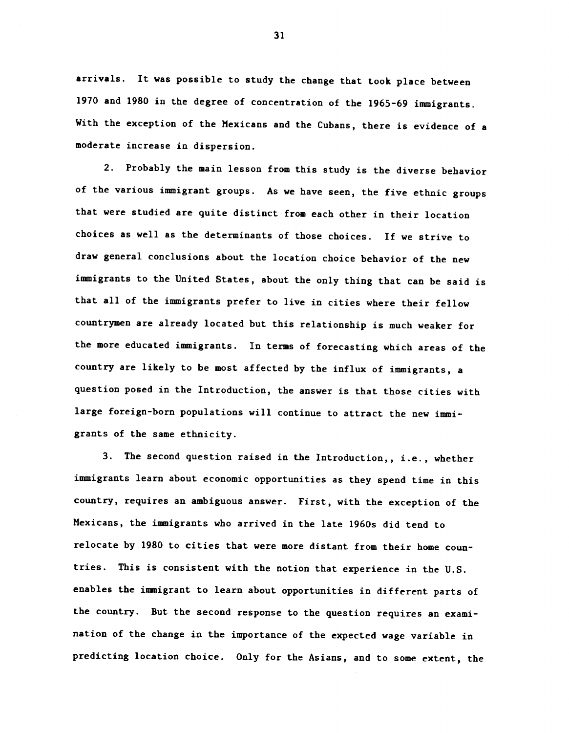arrivals. It was possible to study the change that took place between 1970 and 1980 in the degree of concentration of the 1965-69 immigrants. With the exception of the Mexicans and the Cubans, there is evidence of a moderate increase in dispersion.

2. Probably the main lesson from this study is the diverse behavior of the various immigrant groups. As we have seen, the five ethnic groups that were studied are quite distinct from each other in their location choices as well as the determinants of those choices. If we strive to draw general conclusions about the location choice behavior of the new immigrants to the United States, about the only thing that can be said is that all of the immigrants prefer to live in cities where their fellow countrymen are already located but this relationship is much weaker for the more educated immigrants. In terms of forecasting which areas of the country are likely to be most affected by the influx of immigrants, a question posed in the Introduction, the answer is that those cities with large foreign-born populations will continue to attract the new immigrants of the same ethnicity.

3. The second question raised in the Introduction,, i.e., whether immigrants learn about economic opportunities as they spend time in this country, requires an ambiguous answer. First, with the exception of the Mexicans, the immigrants who arrived in the late 1960s did tend to relocate by 1980 to cities that were more distant from their home countries. This is consistent with the notion that experience in the U.S. enables the immigrant to learn about opportunities in different parts of the country. But the second response to the question requires an examination of the change in the importance of the expected wage variable in predicting location choice. Only for the Asians, and to some extent, the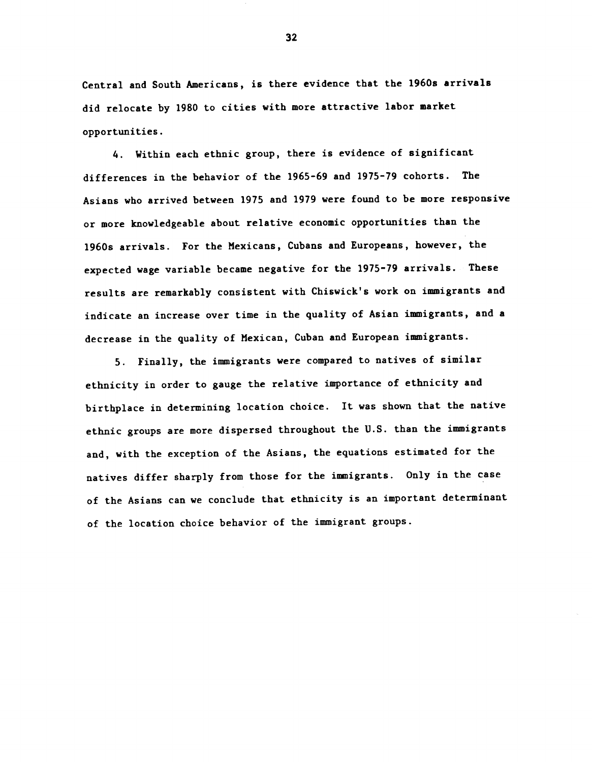Central and South Americans, is there evidence that the 1960s arrivals did relocate by 1980 to cities with more attractive labor market opportunities.

4. Within each ethnic group, there is evidence of significant differences in the behavior of the 1965-69 and 1975-79 cohorts. The Asians who arrived between 1975 and 1979 were found to be more responsive or more knowledgeable about relative economic opportunities than the 1960s arrivals. For the Mexicans, Cubans and Europeans, however, the expected wage variable became negative for the 1975-79 arrivals. These results are remarkably consistent with Chiswick's work on immigrants and indicate an increase over time in the quality of Asian immigrants, and a decrease in the quality of Mexican, Cuban and European immigrants.

5. Finally, the immigrants were compared to natives of similar ethnicity in order to gauge the relative importance of ethnicity and birthplace in determining location choice. It was shown that the native ethnic groups are more dispersed throughout the U.S. than the immigrants and, with the exception of the Asians, the equations estimated for the natives differ sharply from those for the immigrants. Only in the case of the Asians can we conclude that ethnicity is an important determinant of the location choice behavior of the immigrant groups.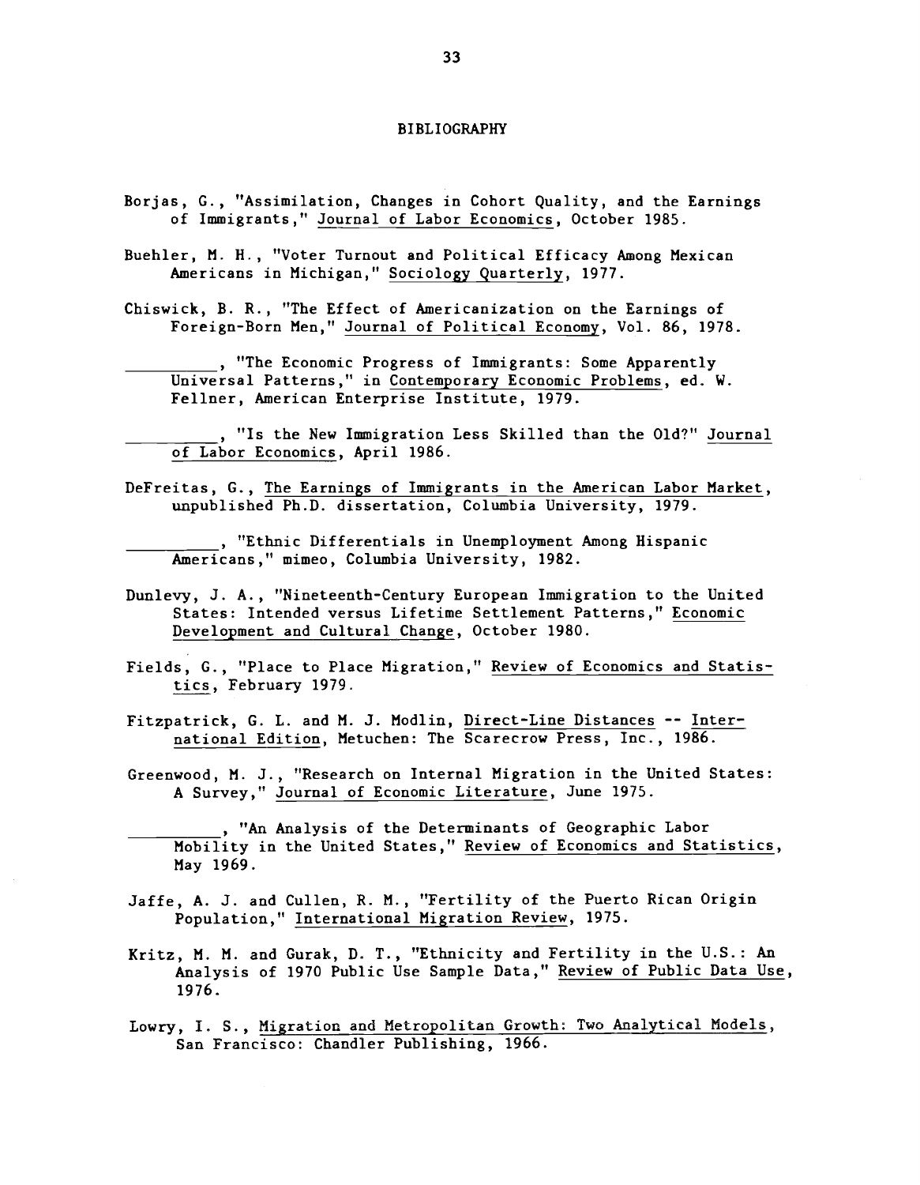# BIBLIOGRAPHY

Borjas, G., "Assimilation, Changes in Cohort Quality, and the Earnings of Immigrants," Journal of Labor Economics, October 1985.

Buehler, M. H., "Voter Turnout and Political Efficacy Among Mexican Americans in Michigan," Sociology Quarterly, 1977.

Chiswick, B. R., "The Effect of Americanization on the Earnings of Foreign-Born Men," Journal of Political Economy, Vol. 86, 1978.

__________, "The Economic Progress of Immigrants: Some Apparently Universal Patterns," in Contemporary Economic Problems, ed. W. Fellner, American Enterprise Institute, 1979.

__________, "Is the New Immigration Less Skilled than the Old?" Journal of Labor Economics, April 1986.

DeFreitas, G., The Earnings of Immigrants in the American Labor Market, unpublished Ph.D. dissertation, Columbia University, 1979.

__________, "Ethnic Differentials in Unemployment Among Hispanic Americans," mimeo, Columbia University, 1982.

Dunlevy, J. A., "Nineteenth-Century European Immigration to the United States: Intended versus Lifetime Settlement Patterns," Economic Development and Cultural Change, October 1980.

Fields, G., "Place to Place Migration," Review of Economics and Statistics, February 1979.

Fitzpatrick, G. L. and M. J. Modlin, Direct-Line Distances -- International Edition, Metuchen: The Scarecrow Press, Inc., 1986.

Greenwood, M. J., "Research on Internal Migration in the United States: A Survey," Journal of Economic Literature, June 1975.

__________, "An Analysis of the Determinants of Geographic Labor Mobility in the United States," Review of Economics and Statistics, May 1969.

Jaffe, A. J. and Cullen, R. M., "Fertility of the Puerto Rican Origin Population," International Migration Review, 1975.

Kritz, M. M. and Gurak, D. T., "Ethnicity and Fertility in the U.S.: An Analysis of 1970 Public Use Sample Data," Review of Public Data Use, 1976.

Lowry, I. S., Migration and Metropolitan Growth: Two Analytical Models, San Francisco: Chandler Publishing, 1966.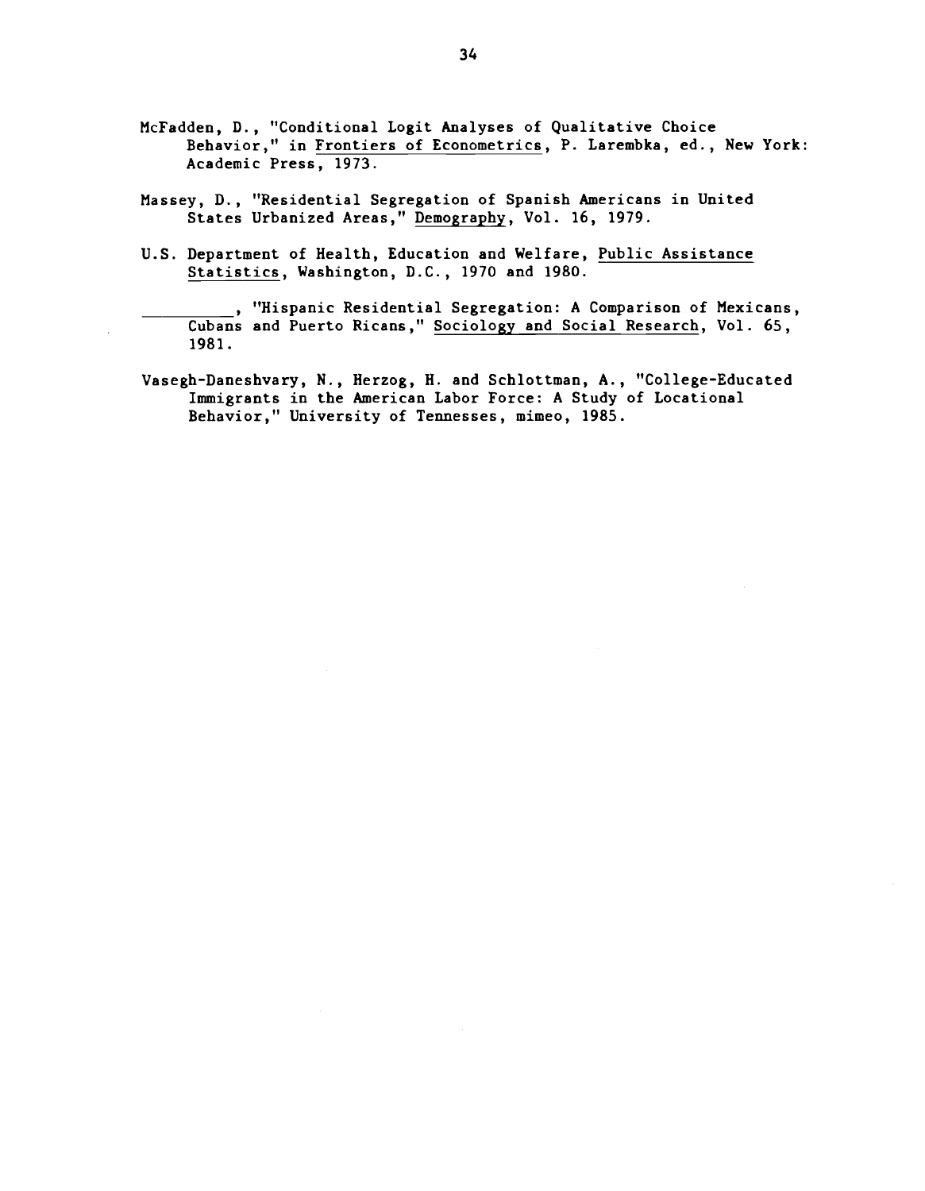McFadden, D., "Conditional Logit Analyses of Qualitative Choice Behavior," in Frontiers of Econometrics, P. Larembka, ed., New York: Academic Press, 1973.

Massey, D., "Residential Segregation of Spanish Americans in United States Urbanized Areas," Demography, Vol. 16, 1979.

U.S. Department of Health, Education and Welfare, Public Assistance Statistics, Washington, D.C., 1970 and 1980.

__________, "Hispanic Residential Segregation: A Comparison of Mexicans, Cubans and Puerto Ricans," Sociology and Social Research, Vol. 65, 1981.

Vasegh-Daneshvary, N., Herzog, H. and Schlottman, A., "College-Educated Immigrants in the American Labor Force: A Study of Locational Behavior," University of Tennesses, mimeo, 1985.